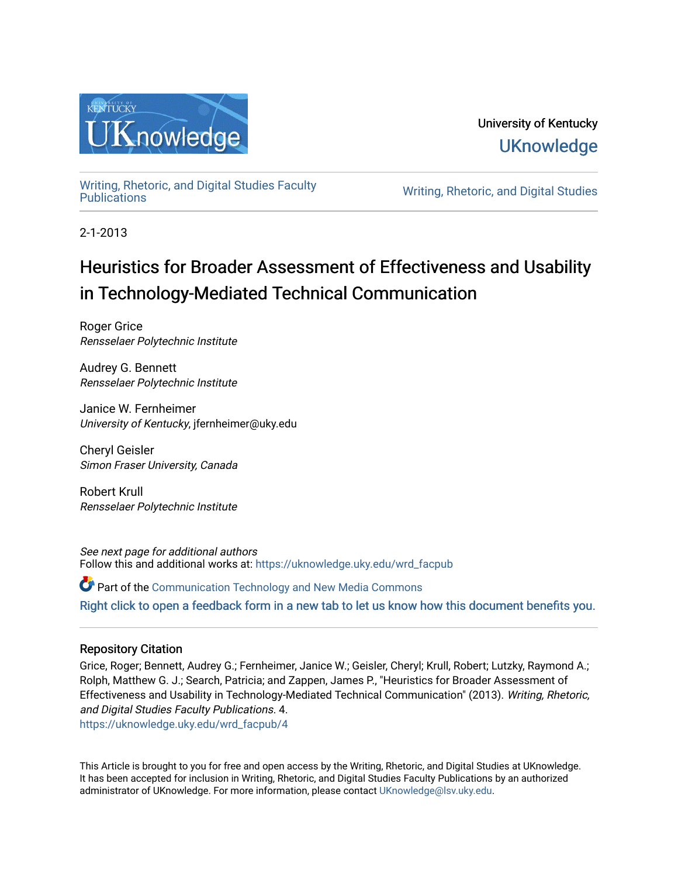University of Kentucky

UKnowledge

Writing, Rhetoric, and Digital Studies Faculty Publications

Writing, Rhetoric, and Digital Studies

2-1-2013

# Heuristics for Broader Assessment of Effectiveness and Usability in Technology-Mediated Technical Communication

Roger Grice
*Rensselaer Polytechnic Institute*

Audrey G. Bennett
*Rensselaer Polytechnic Institute*

Janice W. Fernheimer
*University of Kentucky*, jfernheimer@uky.edu

Cheryl Geisler
*Simon Fraser University, Canada*

Robert Krull
*Rensselaer Polytechnic Institute*

*See next page for additional authors*

Follow this and additional works at: https://uknowledge.uky.edu/wrd_facpub

Part of the Communication Technology and New Media Commons

Right click to open a feedback form in a new tab to let us know how this document benefits you.

## Repository Citation

Grice, Roger; Bennett, Audrey G.; Fernheimer, Janice W.; Geisler, Cheryl; Krull, Robert; Lutzky, Raymond A.; Rolph, Matthew G. J.; Search, Patricia; and Zappen, James P., "Heuristics for Broader Assessment of Effectiveness and Usability in Technology-Mediated Technical Communication" (2013). *Writing, Rhetoric, and Digital Studies Faculty Publications*. 4.
https://uknowledge.uky.edu/wrd_facpub/4

This Article is brought to you for free and open access by the Writing, Rhetoric, and Digital Studies at UKnowledge. It has been accepted for inclusion in Writing, Rhetoric, and Digital Studies Faculty Publications by an authorized administrator of UKnowledge. For more information, please contact UKnowledge@lsv.uky.edu.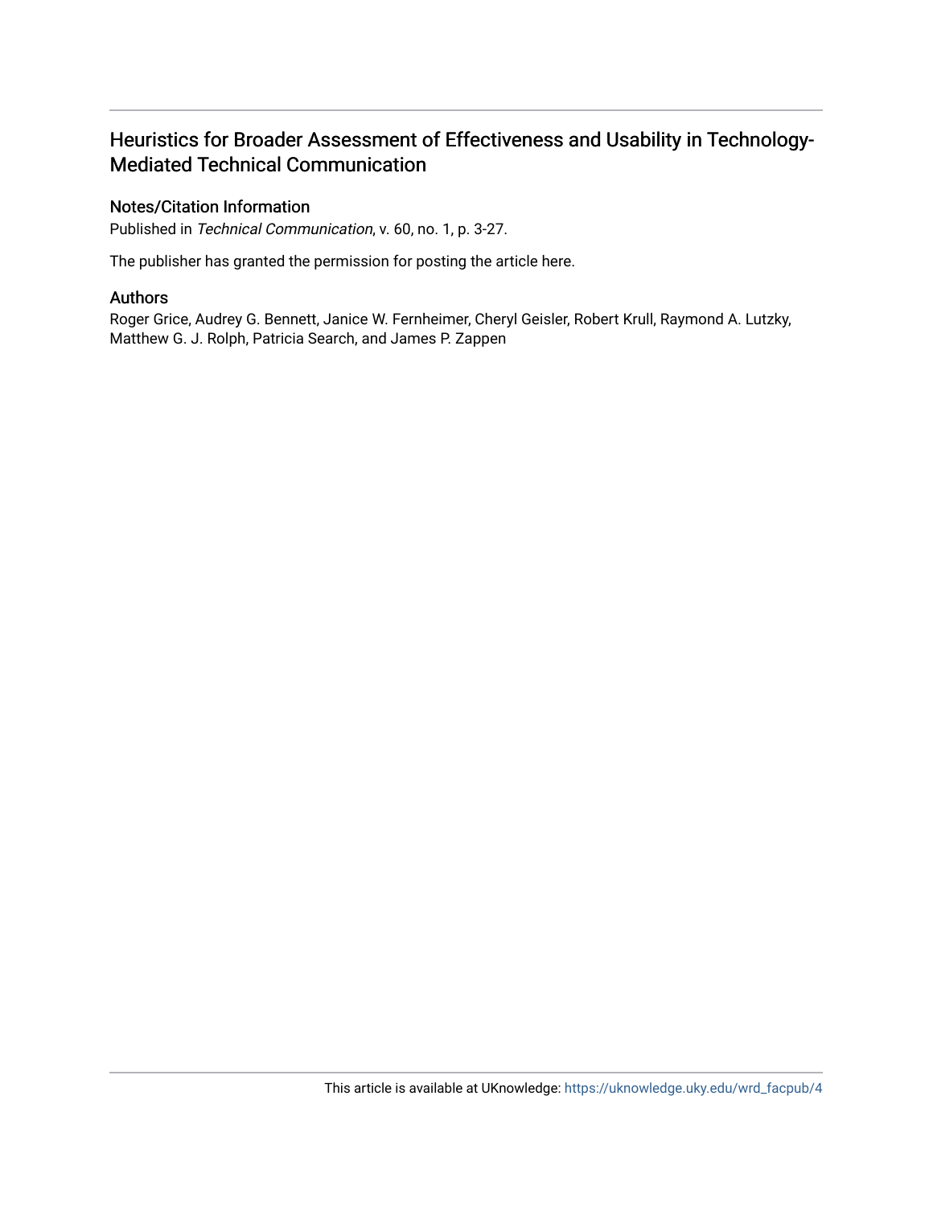# Heuristics for Broader Assessment of Effectiveness and Usability in Technology-Mediated Technical Communication

## Notes/Citation Information

Published in *Technical Communication*, v. 60, no. 1, p. 3-27.

The publisher has granted the permission for posting the article here.

## Authors

Roger Grice, Audrey G. Bennett, Janice W. Fernheimer, Cheryl Geisler, Robert Krull, Raymond A. Lutzky, Matthew G. J. Rolph, Patricia Search, and James P. Zappen

This article is available at UKnowledge: https://uknowledge.uky.edu/wrd_facpub/4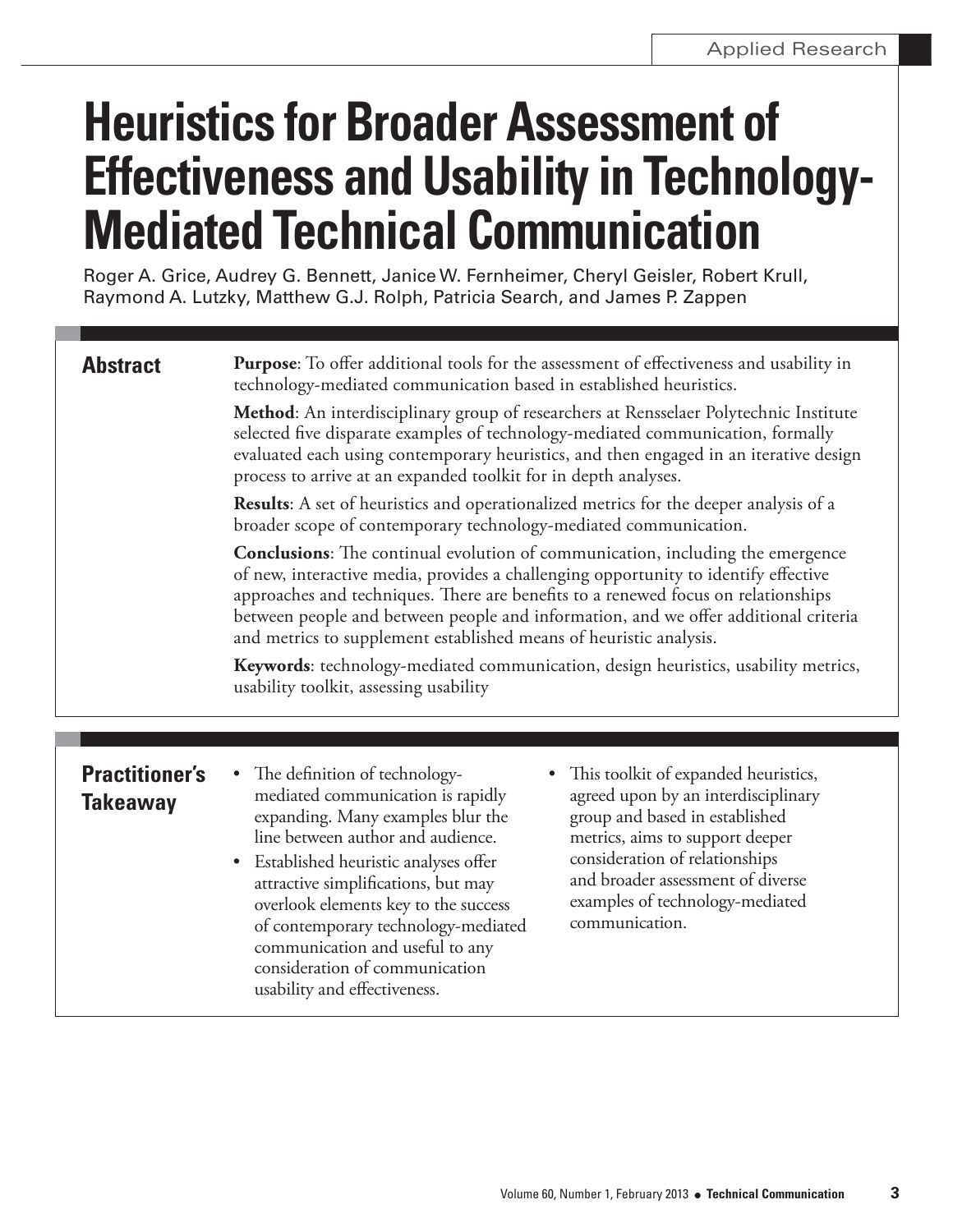# Heuristics for Broader Assessment of Effectiveness and Usability in Technology-Mediated Technical Communication

Roger A. Grice, Audrey G. Bennett, Janice W. Fernheimer, Cheryl Geisler, Robert Krull, Raymond A. Lutzky, Matthew G.J. Rolph, Patricia Search, and James P. Zappen

## Abstract

**Purpose**: To offer additional tools for the assessment of effectiveness and usability in technology-mediated communication based in established heuristics.

**Method**: An interdisciplinary group of researchers at Rensselaer Polytechnic Institute selected five disparate examples of technology-mediated communication, formally evaluated each using contemporary heuristics, and then engaged in an iterative design process to arrive at an expanded toolkit for in depth analyses.

**Results**: A set of heuristics and operationalized metrics for the deeper analysis of a broader scope of contemporary technology-mediated communication.

**Conclusions**: The continual evolution of communication, including the emergence of new, interactive media, provides a challenging opportunity to identify effective approaches and techniques. There are benefits to a renewed focus on relationships between people and between people and information, and we offer additional criteria and metrics to supplement established means of heuristic analysis.

**Keywords**: technology-mediated communication, design heuristics, usability metrics, usability toolkit, assessing usability

## Practitioner's Takeaway

- The definition of technology-mediated communication is rapidly expanding. Many examples blur the line between author and audience.
- Established heuristic analyses offer attractive simplifications, but may overlook elements key to the success of contemporary technology-mediated communication and useful to any consideration of communication usability and effectiveness.
- This toolkit of expanded heuristics, agreed upon by an interdisciplinary group and based in established metrics, aims to support deeper consideration of relationships and broader assessment of diverse examples of technology-mediated communication.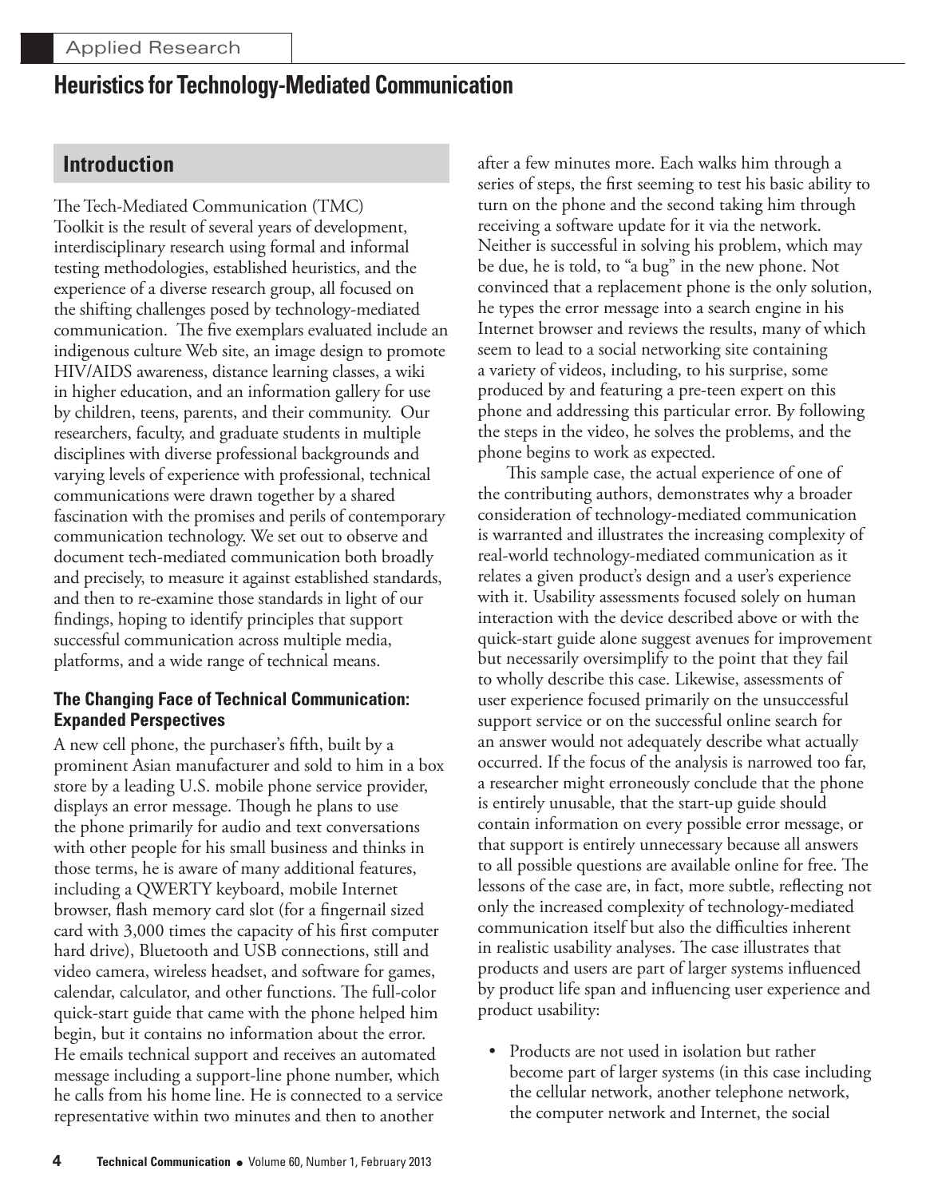# Heuristics for Technology-Mediated Communication

## Introduction

The Tech-Mediated Communication (TMC) Toolkit is the result of several years of development, interdisciplinary research using formal and informal testing methodologies, established heuristics, and the experience of a diverse research group, all focused on the shifting challenges posed by technology-mediated communication. The five exemplars evaluated include an indigenous culture Web site, an image design to promote HIV/AIDS awareness, distance learning classes, a wiki in higher education, and an information gallery for use by children, teens, parents, and their community. Our researchers, faculty, and graduate students in multiple disciplines with diverse professional backgrounds and varying levels of experience with professional, technical communications were drawn together by a shared fascination with the promises and perils of contemporary communication technology. We set out to observe and document tech-mediated communication both broadly and precisely, to measure it against established standards, and then to re-examine those standards in light of our findings, hoping to identify principles that support successful communication across multiple media, platforms, and a wide range of technical means.

### The Changing Face of Technical Communication: Expanded Perspectives

A new cell phone, the purchaser's fifth, built by a prominent Asian manufacturer and sold to him in a box store by a leading U.S. mobile phone service provider, displays an error message. Though he plans to use the phone primarily for audio and text conversations with other people for his small business and thinks in those terms, he is aware of many additional features, including a QWERTY keyboard, mobile Internet browser, flash memory card slot (for a fingernail sized card with 3,000 times the capacity of his first computer hard drive), Bluetooth and USB connections, still and video camera, wireless headset, and software for games, calendar, calculator, and other functions. The full-color quick-start guide that came with the phone helped him begin, but it contains no information about the error. He emails technical support and receives an automated message including a support-line phone number, which he calls from his home line. He is connected to a service representative within two minutes and then to another after a few minutes more. Each walks him through a series of steps, the first seeming to test his basic ability to turn on the phone and the second taking him through receiving a software update for it via the network. Neither is successful in solving his problem, which may be due, he is told, to "a bug" in the new phone. Not convinced that a replacement phone is the only solution, he types the error message into a search engine in his Internet browser and reviews the results, many of which seem to lead to a social networking site containing a variety of videos, including, to his surprise, some produced by and featuring a pre-teen expert on this phone and addressing this particular error. By following the steps in the video, he solves the problems, and the phone begins to work as expected.

This sample case, the actual experience of one of the contributing authors, demonstrates why a broader consideration of technology-mediated communication is warranted and illustrates the increasing complexity of real-world technology-mediated communication as it relates a given product's design and a user's experience with it. Usability assessments focused solely on human interaction with the device described above or with the quick-start guide alone suggest avenues for improvement but necessarily oversimplify to the point that they fail to wholly describe this case. Likewise, assessments of user experience focused primarily on the unsuccessful support service or on the successful online search for an answer would not adequately describe what actually occurred. If the focus of the analysis is narrowed too far, a researcher might erroneously conclude that the phone is entirely unusable, that the start-up guide should contain information on every possible error message, or that support is entirely unnecessary because all answers to all possible questions are available online for free. The lessons of the case are, in fact, more subtle, reflecting not only the increased complexity of technology-mediated communication itself but also the difficulties inherent in realistic usability analyses. The case illustrates that products and users are part of larger systems influenced by product life span and influencing user experience and product usability:

- Products are not used in isolation but rather become part of larger systems (in this case including the cellular network, another telephone network, the computer network and Internet, the social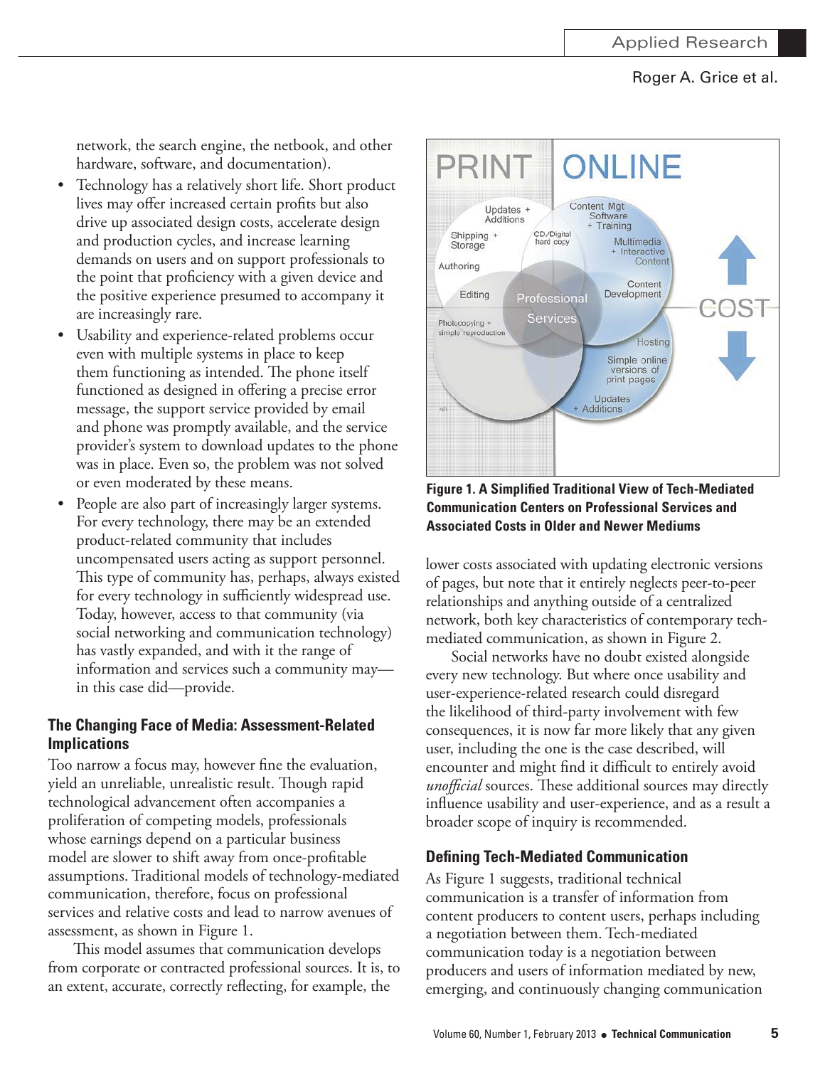network, the search engine, the netbook, and other hardware, software, and documentation).

- Technology has a relatively short life. Short product lives may offer increased certain profits but also drive up associated design costs, accelerate design and production cycles, and increase learning demands on users and on support professionals to the point that proficiency with a given device and the positive experience presumed to accompany it are increasingly rare.
- Usability and experience-related problems occur even with multiple systems in place to keep them functioning as intended. The phone itself functioned as designed in offering a precise error message, the support service provided by email and phone was promptly available, and the service provider's system to download updates to the phone was in place. Even so, the problem was not solved or even moderated by these means.
- People are also part of increasingly larger systems. For every technology, there may be an extended product-related community that includes uncompensated users acting as support personnel. This type of community has, perhaps, always existed for every technology in sufficiently widespread use. Today, however, access to that community (via social networking and communication technology) has vastly expanded, and with it the range of information and services such a community may—in this case did—provide.

### The Changing Face of Media: Assessment-Related Implications

Too narrow a focus may, however fine the evaluation, yield an unreliable, unrealistic result. Though rapid technological advancement often accompanies a proliferation of competing models, professionals whose earnings depend on a particular business model are slower to shift away from once-profitable assumptions. Traditional models of technology-mediated communication, therefore, focus on professional services and relative costs and lead to narrow avenues of assessment, as shown in Figure 1.

This model assumes that communication develops from corporate or contracted professional sources. It is, to an extent, accurate, correctly reflecting, for example, the lower costs associated with updating electronic versions of pages, but note that it entirely neglects peer-to-peer relationships and anything outside of a centralized network, both key characteristics of contemporary tech-mediated communication, as shown in Figure 2.

**Figure 1. A Simplified Traditional View of Tech-Mediated Communication Centers on Professional Services and Associated Costs in Older and Newer Mediums**

Social networks have no doubt existed alongside every new technology. But where once usability and user-experience-related research could disregard the likelihood of third-party involvement with few consequences, it is now far more likely that any given user, including the one is the case described, will encounter and might find it difficult to entirely avoid *unofficial* sources. These additional sources may directly influence usability and user-experience, and as a result a broader scope of inquiry is recommended.

### Defining Tech-Mediated Communication

As Figure 1 suggests, traditional technical communication is a transfer of information from content producers to content users, perhaps including a negotiation between them. Tech-mediated communication today is a negotiation between producers and users of information mediated by new, emerging, and continuously changing communication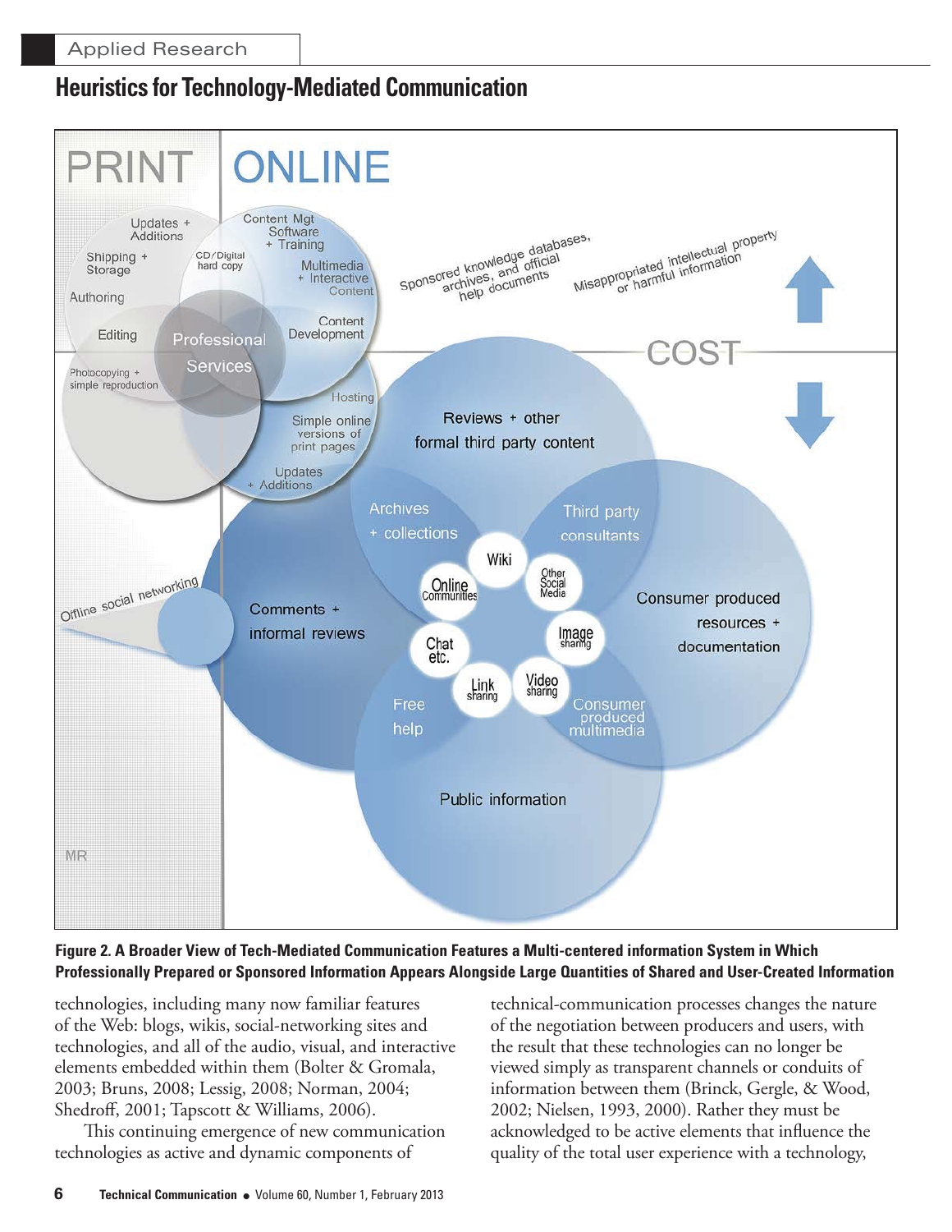Figure 2. A Broader View of Tech-Mediated Communication Features a Multi-centered information System in Which Professionally Prepared or Sponsored Information Appears Alongside Large Quantities of Shared and User-Created Information

technologies, including many now familiar features of the Web: blogs, wikis, social-networking sites and technologies, and all of the audio, visual, and interactive elements embedded within them (Bolter & Gromala, 2003; Bruns, 2008; Lessig, 2008; Norman, 2004; Shedroff, 2001; Tapscott & Williams, 2006).

This continuing emergence of new communication technologies as active and dynamic components of technical-communication processes changes the nature of the negotiation between producers and users, with the result that these technologies can no longer be viewed simply as transparent channels or conduits of information between them (Brinck, Gergle, & Wood, 2002; Nielsen, 1993, 2000). Rather they must be acknowledged to be active elements that influence the quality of the total user experience with a technology,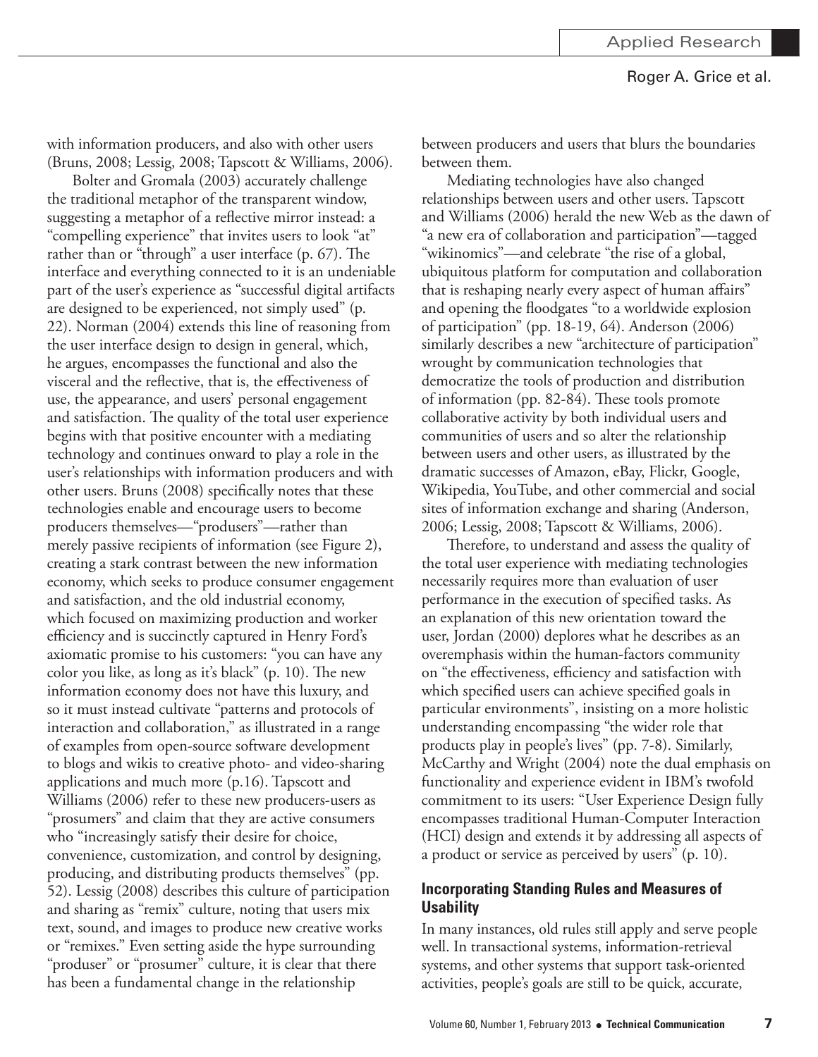with information producers, and also with other users (Bruns, 2008; Lessig, 2008; Tapscott & Williams, 2006).

Bolter and Gromala (2003) accurately challenge the traditional metaphor of the transparent window, suggesting a metaphor of a reflective mirror instead: a "compelling experience" that invites users to look "at" rather than or "through" a user interface (p. 67). The interface and everything connected to it is an undeniable part of the user's experience as "successful digital artifacts are designed to be experienced, not simply used" (p. 22). Norman (2004) extends this line of reasoning from the user interface design to design in general, which, he argues, encompasses the functional and also the visceral and the reflective, that is, the effectiveness of use, the appearance, and users' personal engagement and satisfaction. The quality of the total user experience begins with that positive encounter with a mediating technology and continues onward to play a role in the user's relationships with information producers and with other users. Bruns (2008) specifically notes that these technologies enable and encourage users to become producers themselves—"produsers"—rather than merely passive recipients of information (see Figure 2), creating a stark contrast between the new information economy, which seeks to produce consumer engagement and satisfaction, and the old industrial economy, which focused on maximizing production and worker efficiency and is succinctly captured in Henry Ford's axiomatic promise to his customers: "you can have any color you like, as long as it's black" (p. 10). The new information economy does not have this luxury, and so it must instead cultivate "patterns and protocols of interaction and collaboration," as illustrated in a range of examples from open-source software development to blogs and wikis to creative photo- and video-sharing applications and much more (p.16). Tapscott and Williams (2006) refer to these new producers-users as "prosumers" and claim that they are active consumers who "increasingly satisfy their desire for choice, convenience, customization, and control by designing, producing, and distributing products themselves" (pp. 52). Lessig (2008) describes this culture of participation and sharing as "remix" culture, noting that users mix text, sound, and images to produce new creative works or "remixes." Even setting aside the hype surrounding "produser" or "prosumer" culture, it is clear that there has been a fundamental change in the relationship between producers and users that blurs the boundaries between them.

Mediating technologies have also changed relationships between users and other users. Tapscott and Williams (2006) herald the new Web as the dawn of "a new era of collaboration and participation"—tagged "wikinomics"—and celebrate "the rise of a global, ubiquitous platform for computation and collaboration that is reshaping nearly every aspect of human affairs" and opening the floodgates "to a worldwide explosion of participation" (pp. 18-19, 64). Anderson (2006) similarly describes a new "architecture of participation" wrought by communication technologies that democratize the tools of production and distribution of information (pp. 82-84). These tools promote collaborative activity by both individual users and communities of users and so alter the relationship between users and other users, as illustrated by the dramatic successes of Amazon, eBay, Flickr, Google, Wikipedia, YouTube, and other commercial and social sites of information exchange and sharing (Anderson, 2006; Lessig, 2008; Tapscott & Williams, 2006).

Therefore, to understand and assess the quality of the total user experience with mediating technologies necessarily requires more than evaluation of user performance in the execution of specified tasks. As an explanation of this new orientation toward the user, Jordan (2000) deplores what he describes as an overemphasis within the human-factors community on "the effectiveness, efficiency and satisfaction with which specified users can achieve specified goals in particular environments", insisting on a more holistic understanding encompassing "the wider role that products play in people's lives" (pp. 7-8). Similarly, McCarthy and Wright (2004) note the dual emphasis on functionality and experience evident in IBM's twofold commitment to its users: "User Experience Design fully encompasses traditional Human-Computer Interaction (HCI) design and extends it by addressing all aspects of a product or service as perceived by users" (p. 10).

### Incorporating Standing Rules and Measures of Usability

In many instances, old rules still apply and serve people well. In transactional systems, information-retrieval systems, and other systems that support task-oriented activities, people's goals are still to be quick, accurate,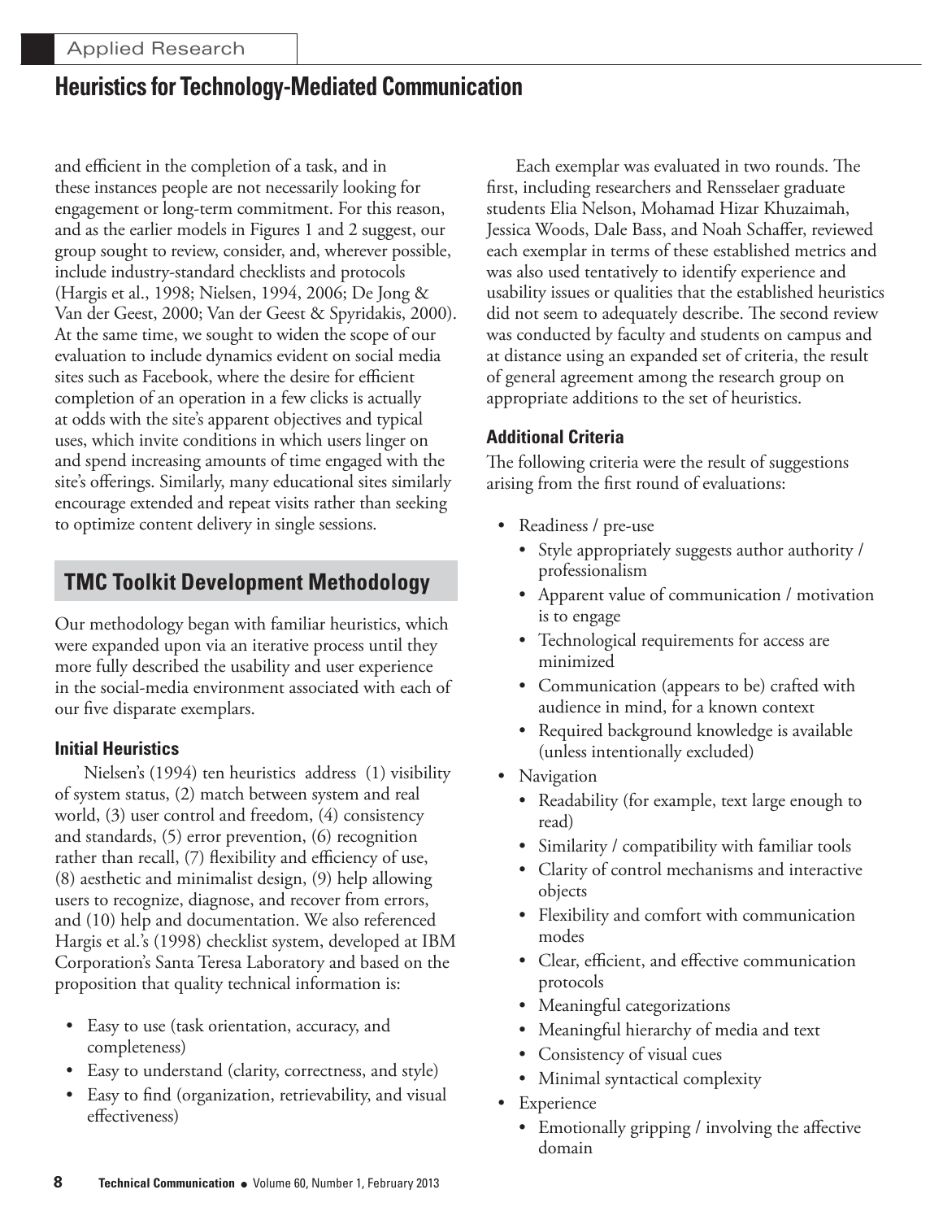and efficient in the completion of a task, and in these instances people are not necessarily looking for engagement or long-term commitment. For this reason, and as the earlier models in Figures 1 and 2 suggest, our group sought to review, consider, and, wherever possible, include industry-standard checklists and protocols (Hargis et al., 1998; Nielsen, 1994, 2006; De Jong & Van der Geest, 2000; Van der Geest & Spyridakis, 2000). At the same time, we sought to widen the scope of our evaluation to include dynamics evident on social media sites such as Facebook, where the desire for efficient completion of an operation in a few clicks is actually at odds with the site's apparent objectives and typical uses, which invite conditions in which users linger on and spend increasing amounts of time engaged with the site's offerings. Similarly, many educational sites similarly encourage extended and repeat visits rather than seeking to optimize content delivery in single sessions.

## TMC Toolkit Development Methodology

Our methodology began with familiar heuristics, which were expanded upon via an iterative process until they more fully described the usability and user experience in the social-media environment associated with each of our five disparate exemplars.

### Initial Heuristics

Nielsen's (1994) ten heuristics address (1) visibility of system status, (2) match between system and real world, (3) user control and freedom, (4) consistency and standards, (5) error prevention, (6) recognition rather than recall, (7) flexibility and efficiency of use, (8) aesthetic and minimalist design, (9) help allowing users to recognize, diagnose, and recover from errors, and (10) help and documentation. We also referenced Hargis et al.'s (1998) checklist system, developed at IBM Corporation's Santa Teresa Laboratory and based on the proposition that quality technical information is:

- Easy to use (task orientation, accuracy, and completeness)
- Easy to understand (clarity, correctness, and style)
- Easy to find (organization, retrievability, and visual effectiveness)

Each exemplar was evaluated in two rounds. The first, including researchers and Rensselaer graduate students Elia Nelson, Mohamad Hizar Khuzaimah, Jessica Woods, Dale Bass, and Noah Schaffer, reviewed each exemplar in terms of these established metrics and was also used tentatively to identify experience and usability issues or qualities that the established heuristics did not seem to adequately describe. The second review was conducted by faculty and students on campus and at distance using an expanded set of criteria, the result of general agreement among the research group on appropriate additions to the set of heuristics.

### Additional Criteria

The following criteria were the result of suggestions arising from the first round of evaluations:

- Readiness / pre-use
  - Style appropriately suggests author authority / professionalism
  - Apparent value of communication / motivation is to engage
  - Technological requirements for access are minimized
  - Communication (appears to be) crafted with audience in mind, for a known context
  - Required background knowledge is available (unless intentionally excluded)
- Navigation
  - Readability (for example, text large enough to read)
  - Similarity / compatibility with familiar tools
  - Clarity of control mechanisms and interactive objects
  - Flexibility and comfort with communication modes
  - Clear, efficient, and effective communication protocols
  - Meaningful categorizations
  - Meaningful hierarchy of media and text
  - Consistency of visual cues
  - Minimal syntactical complexity
- Experience
  - Emotionally gripping / involving the affective domain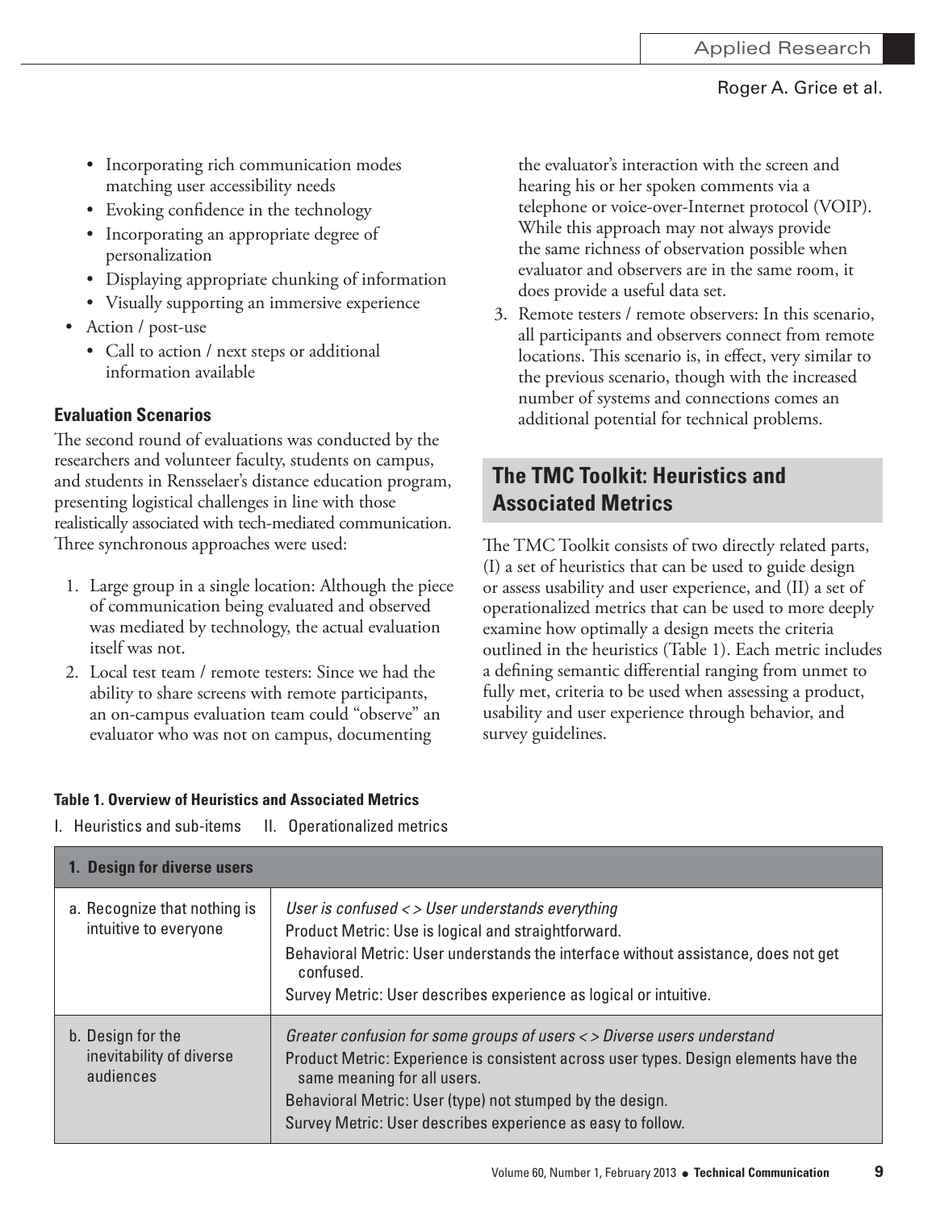- Incorporating rich communication modes matching user accessibility needs
  - Evoking confidence in the technology
  - Incorporating an appropriate degree of personalization
  - Displaying appropriate chunking of information
  - Visually supporting an immersive experience
- Action / post-use
  - Call to action / next steps or additional information available

### Evaluation Scenarios

The second round of evaluations was conducted by the researchers and volunteer faculty, students on campus, and students in Rensselaer's distance education program, presenting logistical challenges in line with those realistically associated with tech-mediated communication. Three synchronous approaches were used:

1. Large group in a single location: Although the piece of communication being evaluated and observed was mediated by technology, the actual evaluation itself was not.
2. Local test team / remote testers: Since we had the ability to share screens with remote participants, an on-campus evaluation team could "observe" an evaluator who was not on campus, documenting the evaluator's interaction with the screen and hearing his or her spoken comments via a telephone or voice-over-Internet protocol (VOIP). While this approach may not always provide the same richness of observation possible when evaluator and observers are in the same room, it does provide a useful data set.
3. Remote testers / remote observers: In this scenario, all participants and observers connect from remote locations. This scenario is, in effect, very similar to the previous scenario, though with the increased number of systems and connections comes an additional potential for technical problems.

## The TMC Toolkit: Heuristics and Associated Metrics

The TMC Toolkit consists of two directly related parts, (I) a set of heuristics that can be used to guide design or assess usability and user experience, and (II) a set of operationalized metrics that can be used to more deeply examine how optimally a design meets the criteria outlined in the heuristics (Table 1). Each metric includes a defining semantic differential ranging from unmet to fully met, criteria to be used when assessing a product, usability and user experience through behavior, and survey guidelines.

**Table 1. Overview of Heuristics and Associated Metrics**

| I. Heuristics and sub-items | II. Operationalized metrics |
|---|---|
| **1. Design for diverse users** | |
| a. Recognize that nothing is intuitive to everyone | *User is confused < > User understands everything*<br>Product Metric: Use is logical and straightforward.<br>Behavioral Metric: User understands the interface without assistance, does not get confused.<br>Survey Metric: User describes experience as logical or intuitive. |
| b. Design for the inevitability of diverse audiences | *Greater confusion for some groups of users < > Diverse users understand*<br>Product Metric: Experience is consistent across user types. Design elements have the same meaning for all users.<br>Behavioral Metric: User (type) not stumped by the design.<br>Survey Metric: User describes experience as easy to follow. |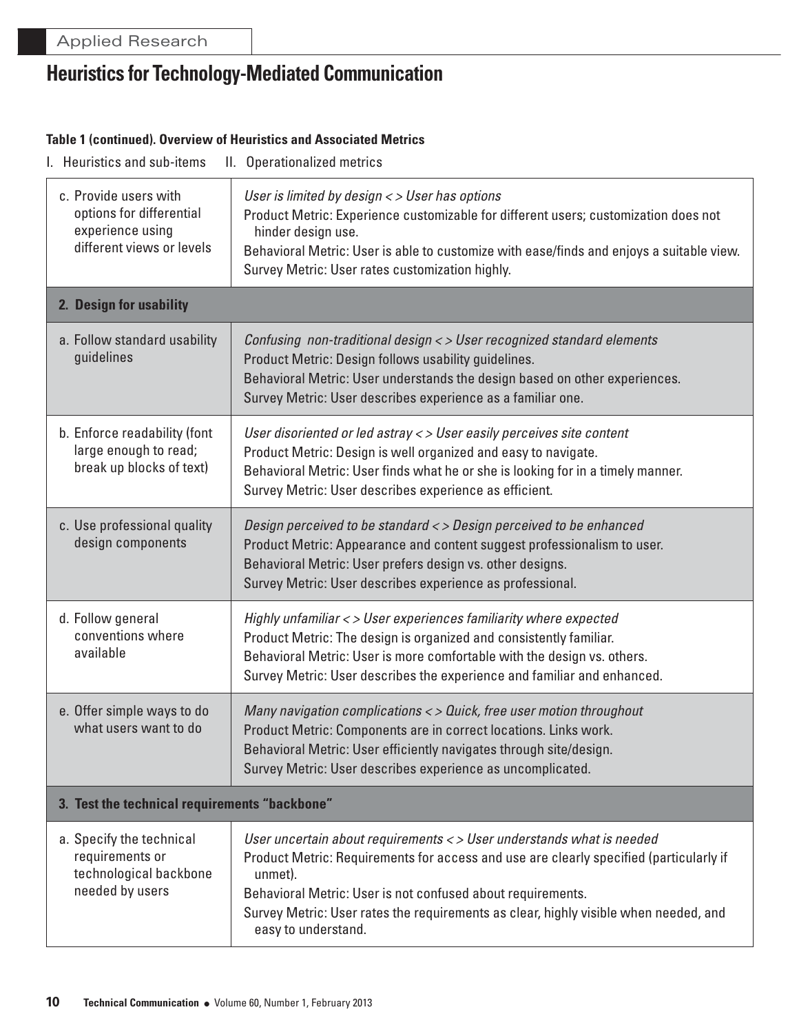## Heuristics for Technology-Mediated Communication

**Table 1 (continued). Overview of Heuristics and Associated Metrics**

I. Heuristics and sub-items  II. Operationalized metrics

| I. Heuristics and sub-items | II. Operationalized metrics |
|---|---|
| c. Provide users with options for differential experience using different views or levels | *User is limited by design < > User has options*<br>Product Metric: Experience customizable for different users; customization does not hinder design use.<br>Behavioral Metric: User is able to customize with ease/finds and enjoys a suitable view.<br>Survey Metric: User rates customization highly. |
| **2. Design for usability** | |
| a. Follow standard usability guidelines | *Confusing non-traditional design < > User recognized standard elements*<br>Product Metric: Design follows usability guidelines.<br>Behavioral Metric: User understands the design based on other experiences.<br>Survey Metric: User describes experience as a familiar one. |
| b. Enforce readability (font large enough to read; break up blocks of text) | *User disoriented or led astray < > User easily perceives site content*<br>Product Metric: Design is well organized and easy to navigate.<br>Behavioral Metric: User finds what he or she is looking for in a timely manner.<br>Survey Metric: User describes experience as efficient. |
| c. Use professional quality design components | *Design perceived to be standard < > Design perceived to be enhanced*<br>Product Metric: Appearance and content suggest professionalism to user.<br>Behavioral Metric: User prefers design vs. other designs.<br>Survey Metric: User describes experience as professional. |
| d. Follow general conventions where available | *Highly unfamiliar < > User experiences familiarity where expected*<br>Product Metric: The design is organized and consistently familiar.<br>Behavioral Metric: User is more comfortable with the design vs. others.<br>Survey Metric: User describes the experience and familiar and enhanced. |
| e. Offer simple ways to do what users want to do | *Many navigation complications < > Quick, free user motion throughout*<br>Product Metric: Components are in correct locations. Links work.<br>Behavioral Metric: User efficiently navigates through site/design.<br>Survey Metric: User describes experience as uncomplicated. |
| **3. Test the technical requirements "backbone"** | |
| a. Specify the technical requirements or technological backbone needed by users | *User uncertain about requirements < > User understands what is needed*<br>Product Metric: Requirements for access and use are clearly specified (particularly if unmet).<br>Behavioral Metric: User is not confused about requirements.<br>Survey Metric: User rates the requirements as clear, highly visible when needed, and easy to understand. |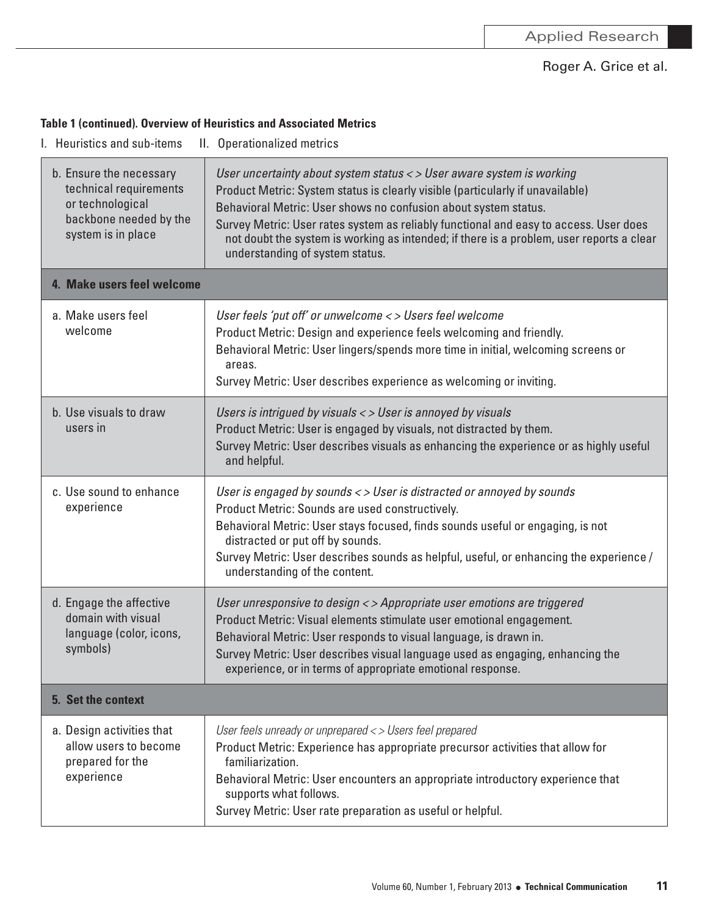**Table 1 (continued). Overview of Heuristics and Associated Metrics**

| I. Heuristics and sub-items | II. Operationalized metrics |
|---|---|
| b. Ensure the necessary technical requirements or technological backbone needed by the system is in place | *User uncertainty about system status < > User aware system is working*<br>Product Metric: System status is clearly visible (particularly if unavailable)<br>Behavioral Metric: User shows no confusion about system status.<br>Survey Metric: User rates system as reliably functional and easy to access. User does not doubt the system is working as intended; if there is a problem, user reports a clear understanding of system status. |
| **4. Make users feel welcome** | |
| a. Make users feel welcome | *User feels 'put off' or unwelcome < > Users feel welcome*<br>Product Metric: Design and experience feels welcoming and friendly.<br>Behavioral Metric: User lingers/spends more time in initial, welcoming screens or areas.<br>Survey Metric: User describes experience as welcoming or inviting. |
| b. Use visuals to draw users in | *Users is intrigued by visuals < > User is annoyed by visuals*<br>Product Metric: User is engaged by visuals, not distracted by them.<br>Survey Metric: User describes visuals as enhancing the experience or as highly useful and helpful. |
| c. Use sound to enhance experience | *User is engaged by sounds < > User is distracted or annoyed by sounds*<br>Product Metric: Sounds are used constructively.<br>Behavioral Metric: User stays focused, finds sounds useful or engaging, is not distracted or put off by sounds.<br>Survey Metric: User describes sounds as helpful, useful, or enhancing the experience / understanding of the content. |
| d. Engage the affective domain with visual language (color, icons, symbols) | *User unresponsive to design < > Appropriate user emotions are triggered*<br>Product Metric: Visual elements stimulate user emotional engagement.<br>Behavioral Metric: User responds to visual language, is drawn in.<br>Survey Metric: User describes visual language used as engaging, enhancing the experience, or in terms of appropriate emotional response. |
| **5. Set the context** | |
| a. Design activities that allow users to become prepared for the experience | *User feels unready or unprepared < > Users feel prepared*<br>Product Metric: Experience has appropriate precursor activities that allow for familiarization.<br>Behavioral Metric: User encounters an appropriate introductory experience that supports what follows.<br>Survey Metric: User rate preparation as useful or helpful. |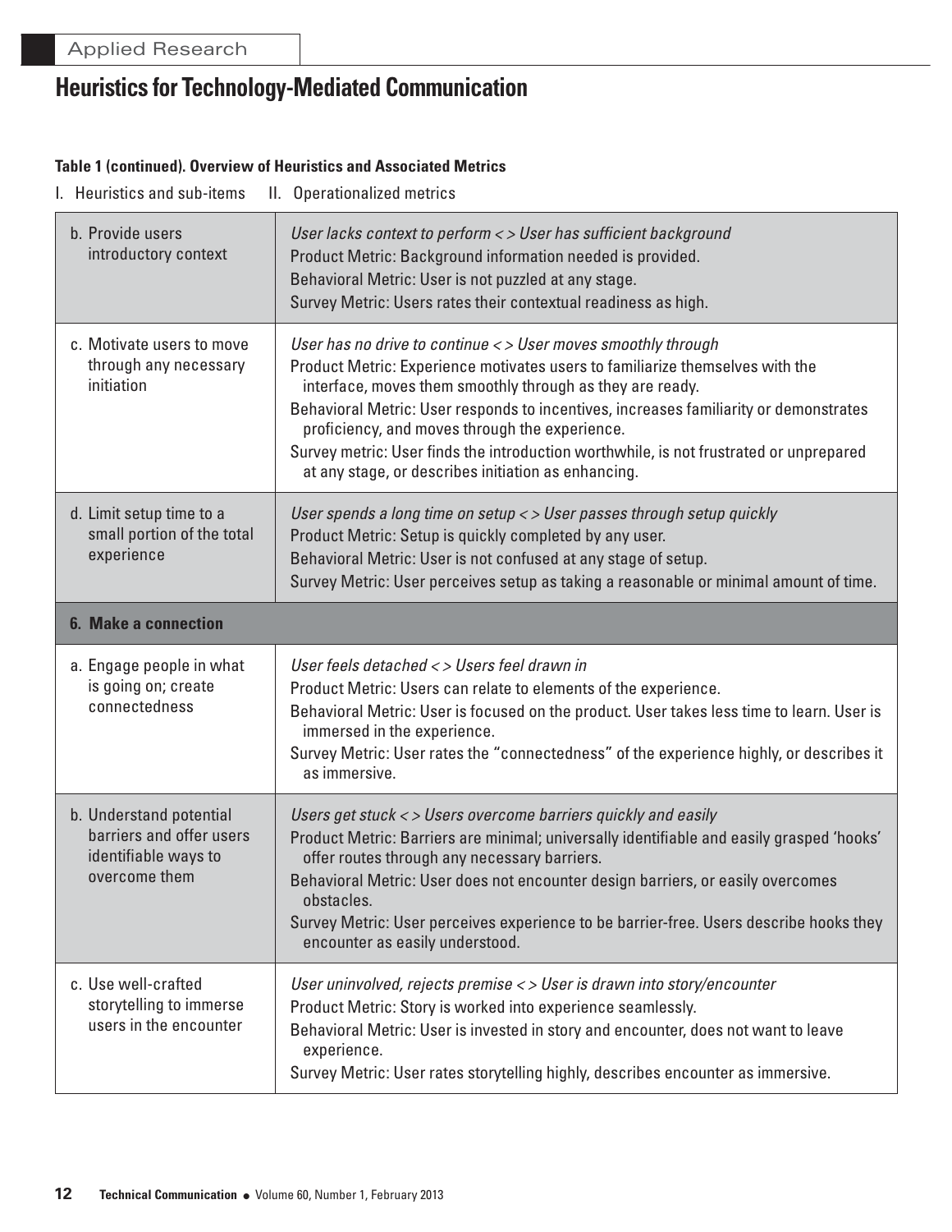**Table 1 (continued). Overview of Heuristics and Associated Metrics**

| I. Heuristics and sub-items | II. Operationalized metrics |
|---|---|
| b. Provide users introductory context | *User lacks context to perform < > User has sufficient background*<br>Product Metric: Background information needed is provided.<br>Behavioral Metric: User is not puzzled at any stage.<br>Survey Metric: Users rates their contextual readiness as high. |
| c. Motivate users to move through any necessary initiation | *User has no drive to continue < > User moves smoothly through*<br>Product Metric: Experience motivates users to familiarize themselves with the interface, moves them smoothly through as they are ready.<br>Behavioral Metric: User responds to incentives, increases familiarity or demonstrates proficiency, and moves through the experience.<br>Survey metric: User finds the introduction worthwhile, is not frustrated or unprepared at any stage, or describes initiation as enhancing. |
| d. Limit setup time to a small portion of the total experience | *User spends a long time on setup < > User passes through setup quickly*<br>Product Metric: Setup is quickly completed by any user.<br>Behavioral Metric: User is not confused at any stage of setup.<br>Survey Metric: User perceives setup as taking a reasonable or minimal amount of time. |
| **6. Make a connection** | |
| a. Engage people in what is going on; create connectedness | *User feels detached < > Users feel drawn in*<br>Product Metric: Users can relate to elements of the experience.<br>Behavioral Metric: User is focused on the product. User takes less time to learn. User is immersed in the experience.<br>Survey Metric: User rates the "connectedness" of the experience highly, or describes it as immersive. |
| b. Understand potential barriers and offer users identifiable ways to overcome them | *Users get stuck < > Users overcome barriers quickly and easily*<br>Product Metric: Barriers are minimal; universally identifiable and easily grasped 'hooks' offer routes through any necessary barriers.<br>Behavioral Metric: User does not encounter design barriers, or easily overcomes obstacles.<br>Survey Metric: User perceives experience to be barrier-free. Users describe hooks they encounter as easily understood. |
| c. Use well-crafted storytelling to immerse users in the encounter | *User uninvolved, rejects premise < > User is drawn into story/encounter*<br>Product Metric: Story is worked into experience seamlessly.<br>Behavioral Metric: User is invested in story and encounter, does not want to leave experience.<br>Survey Metric: User rates storytelling highly, describes encounter as immersive. |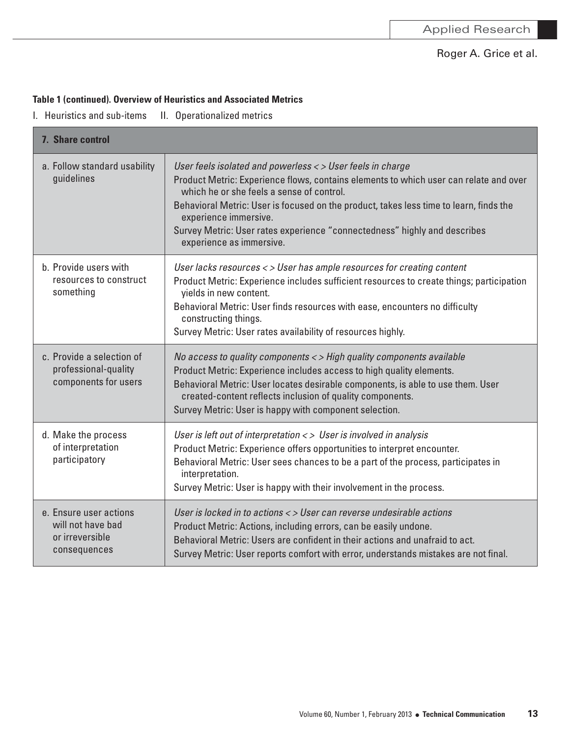**Table 1 (continued). Overview of Heuristics and Associated Metrics**

I. Heuristics and sub-items II. Operationalized metrics

| **7. Share control** | |
|---|---|
| a. Follow standard usability guidelines | *User feels isolated and powerless < > User feels in charge*<br>Product Metric: Experience flows, contains elements to which user can relate and over which he or she feels a sense of control.<br>Behavioral Metric: User is focused on the product, takes less time to learn, finds the experience immersive.<br>Survey Metric: User rates experience "connectedness" highly and describes experience as immersive. |
| b. Provide users with resources to construct something | *User lacks resources < > User has ample resources for creating content*<br>Product Metric: Experience includes sufficient resources to create things; participation yields in new content.<br>Behavioral Metric: User finds resources with ease, encounters no difficulty constructing things.<br>Survey Metric: User rates availability of resources highly. |
| c. Provide a selection of professional-quality components for users | *No access to quality components < > High quality components available*<br>Product Metric: Experience includes access to high quality elements.<br>Behavioral Metric: User locates desirable components, is able to use them. User created-content reflects inclusion of quality components.<br>Survey Metric: User is happy with component selection. |
| d. Make the process of interpretation participatory | *User is left out of interpretation < > User is involved in analysis*<br>Product Metric: Experience offers opportunities to interpret encounter.<br>Behavioral Metric: User sees chances to be a part of the process, participates in interpretation.<br>Survey Metric: User is happy with their involvement in the process. |
| e. Ensure user actions will not have bad or irreversible consequences | *User is locked in to actions < > User can reverse undesirable actions*<br>Product Metric: Actions, including errors, can be easily undone.<br>Behavioral Metric: Users are confident in their actions and unafraid to act.<br>Survey Metric: User reports comfort with error, understands mistakes are not final. |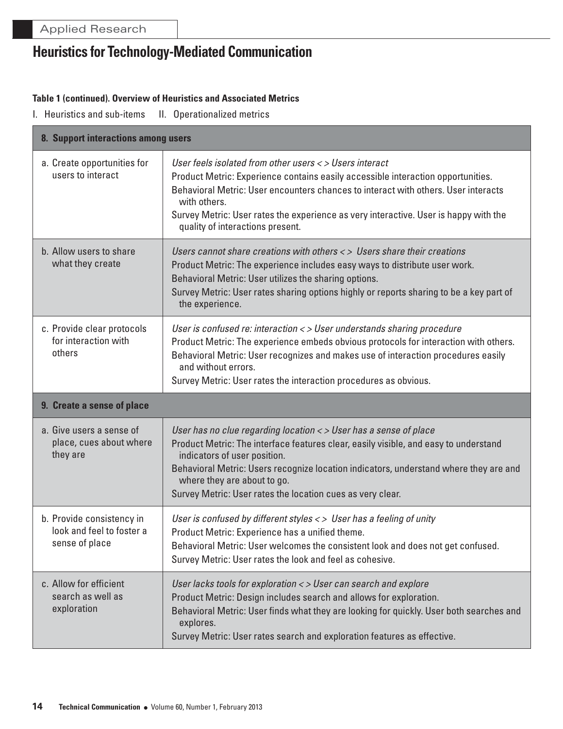**Table 1 (continued). Overview of Heuristics and Associated Metrics**

I. Heuristics and sub-items II. Operationalized metrics

| I. Heuristics and sub-items | II. Operationalized metrics |
|---|---|
| **8. Support interactions among users** | |
| a. Create opportunities for users to interact | *User feels isolated from other users < > Users interact*<br>Product Metric: Experience contains easily accessible interaction opportunities.<br>Behavioral Metric: User encounters chances to interact with others. User interacts with others.<br>Survey Metric: User rates the experience as very interactive. User is happy with the quality of interactions present. |
| b. Allow users to share what they create | *Users cannot share creations with others < > Users share their creations*<br>Product Metric: The experience includes easy ways to distribute user work.<br>Behavioral Metric: User utilizes the sharing options.<br>Survey Metric: User rates sharing options highly or reports sharing to be a key part of the experience. |
| c. Provide clear protocols for interaction with others | *User is confused re: interaction < > User understands sharing procedure*<br>Product Metric: The experience embeds obvious protocols for interaction with others.<br>Behavioral Metric: User recognizes and makes use of interaction procedures easily and without errors.<br>Survey Metric: User rates the interaction procedures as obvious. |
| **9. Create a sense of place** | |
| a. Give users a sense of place, cues about where they are | *User has no clue regarding location < > User has a sense of place*<br>Product Metric: The interface features clear, easily visible, and easy to understand indicators of user position.<br>Behavioral Metric: Users recognize location indicators, understand where they are and where they are about to go.<br>Survey Metric: User rates the location cues as very clear. |
| b. Provide consistency in look and feel to foster a sense of place | *User is confused by different styles < > User has a feeling of unity*<br>Product Metric: Experience has a unified theme.<br>Behavioral Metric: User welcomes the consistent look and does not get confused.<br>Survey Metric: User rates the look and feel as cohesive. |
| c. Allow for efficient search as well as exploration | *User lacks tools for exploration < > User can search and explore*<br>Product Metric: Design includes search and allows for exploration.<br>Behavioral Metric: User finds what they are looking for quickly. User both searches and explores.<br>Survey Metric: User rates search and exploration features as effective. |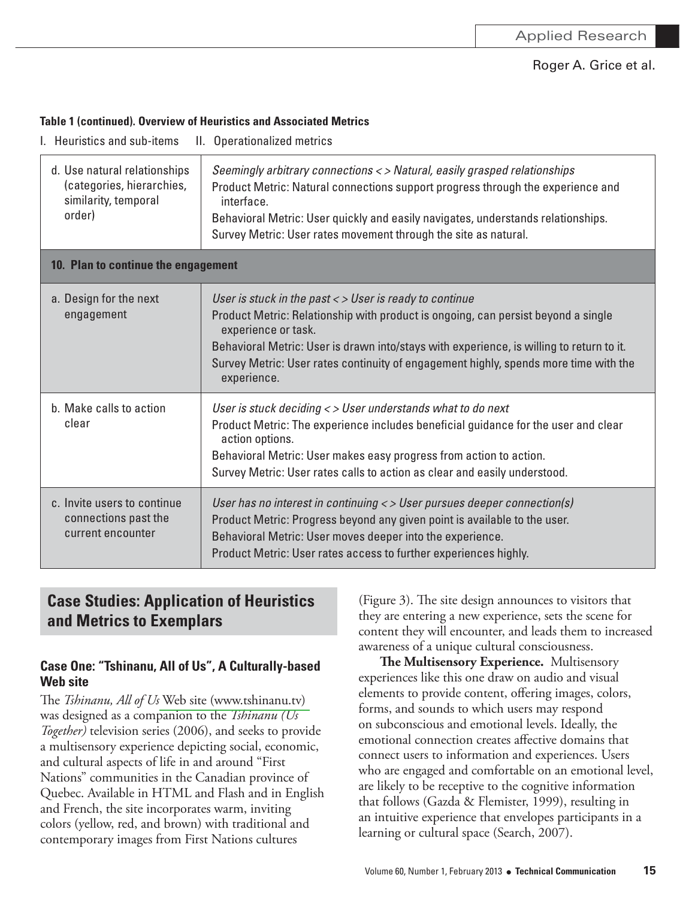**Table 1 (continued). Overview of Heuristics and Associated Metrics**

| I. Heuristics and sub-items | II. Operationalized metrics |
| --- | --- |
| d. Use natural relationships (categories, hierarchies, similarity, temporal order) | *Seemingly arbitrary connections < > Natural, easily grasped relationships*<br>Product Metric: Natural connections support progress through the experience and interface.<br>Behavioral Metric: User quickly and easily navigates, understands relationships.<br>Survey Metric: User rates movement through the site as natural. |
| **10. Plan to continue the engagement** | |
| a. Design for the next engagement | *User is stuck in the past < > User is ready to continue*<br>Product Metric: Relationship with product is ongoing, can persist beyond a single experience or task.<br>Behavioral Metric: User is drawn into/stays with experience, is willing to return to it.<br>Survey Metric: User rates continuity of engagement highly, spends more time with the experience. |
| b. Make calls to action clear | *User is stuck deciding < > User understands what to do next*<br>Product Metric: The experience includes beneficial guidance for the user and clear action options.<br>Behavioral Metric: User makes easy progress from action to action.<br>Survey Metric: User rates calls to action as clear and easily understood. |
| c. Invite users to continue connections past the current encounter | *User has no interest in continuing < > User pursues deeper connection(s)*<br>Product Metric: Progress beyond any given point is available to the user.<br>Behavioral Metric: User moves deeper into the experience.<br>Product Metric: User rates access to further experiences highly. |

## Case Studies: Application of Heuristics and Metrics to Exemplars

### Case One: "Tshinanu, All of Us", A Culturally-based Web site

The *Tshinanu, All of Us* Web site (www.tshinanu.tv) was designed as a companion to the *Tshinanu (Us Together)* television series (2006), and seeks to provide a multisensory experience depicting social, economic, and cultural aspects of life in and around "First Nations" communities in the Canadian province of Quebec. Available in HTML and Flash and in English and French, the site incorporates warm, inviting colors (yellow, red, and brown) with traditional and contemporary images from First Nations cultures (Figure 3). The site design announces to visitors that they are entering a new experience, sets the scene for content they will encounter, and leads them to increased awareness of a unique cultural consciousness.

**The Multisensory Experience.** Multisensory experiences like this one draw on audio and visual elements to provide content, offering images, colors, forms, and sounds to which users may respond on subconscious and emotional levels. Ideally, the emotional connection creates affective domains that connect users to information and experiences. Users who are engaged and comfortable on an emotional level, are likely to be receptive to the cognitive information that follows (Gazda & Flemister, 1999), resulting in an intuitive experience that envelopes participants in a learning or cultural space (Search, 2007).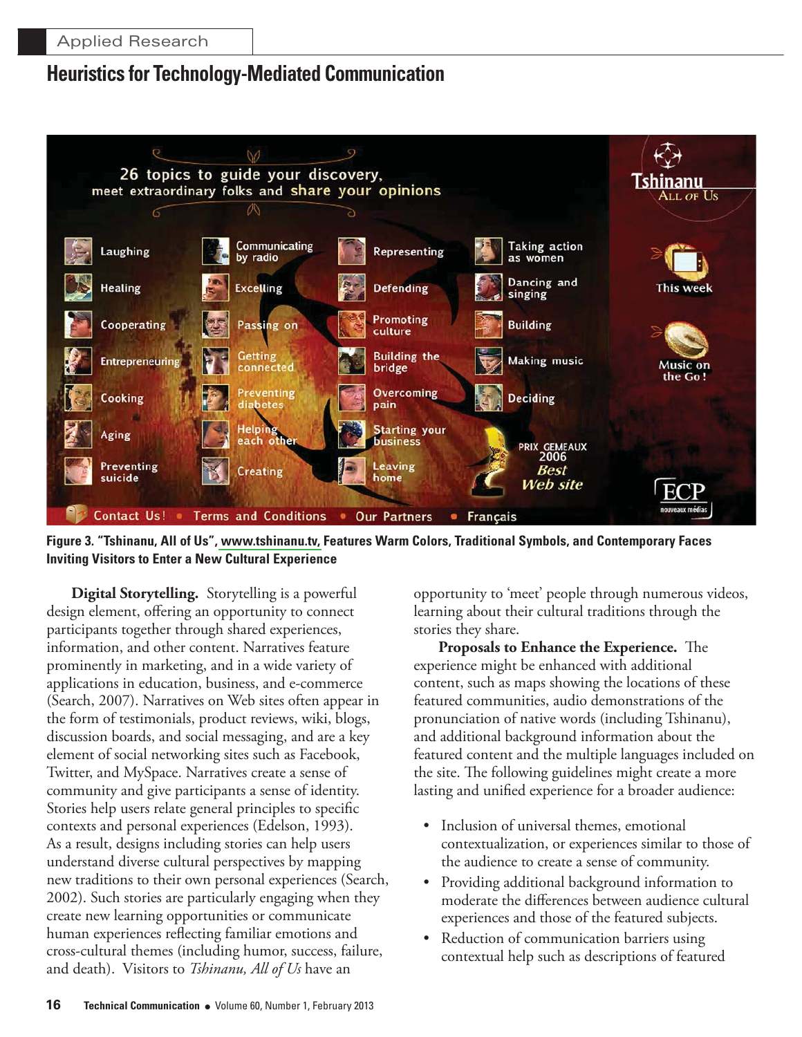Figure 3. "Tshinanu, All of Us", www.tshinanu.tv, Features Warm Colors, Traditional Symbols, and Contemporary Faces Inviting Visitors to Enter a New Cultural Experience

**Digital Storytelling.** Storytelling is a powerful design element, offering an opportunity to connect participants together through shared experiences, information, and other content. Narratives feature prominently in marketing, and in a wide variety of applications in education, business, and e-commerce (Search, 2007). Narratives on Web sites often appear in the form of testimonials, product reviews, wiki, blogs, discussion boards, and social messaging, and are a key element of social networking sites such as Facebook, Twitter, and MySpace. Narratives create a sense of community and give participants a sense of identity. Stories help users relate general principles to specific contexts and personal experiences (Edelson, 1993). As a result, designs including stories can help users understand diverse cultural perspectives by mapping new traditions to their own personal experiences (Search, 2002). Such stories are particularly engaging when they create new learning opportunities or communicate human experiences reflecting familiar emotions and cross-cultural themes (including humor, success, failure, and death). Visitors to *Tshinanu, All of Us* have an opportunity to 'meet' people through numerous videos, learning about their cultural traditions through the stories they share.

**Proposals to Enhance the Experience.** The experience might be enhanced with additional content, such as maps showing the locations of these featured communities, audio demonstrations of the pronunciation of native words (including Tshinanu), and additional background information about the featured content and the multiple languages included on the site. The following guidelines might create a more lasting and unified experience for a broader audience:

- Inclusion of universal themes, emotional contextualization, or experiences similar to those of the audience to create a sense of community.
- Providing additional background information to moderate the differences between audience cultural experiences and those of the featured subjects.
- Reduction of communication barriers using contextual help such as descriptions of featured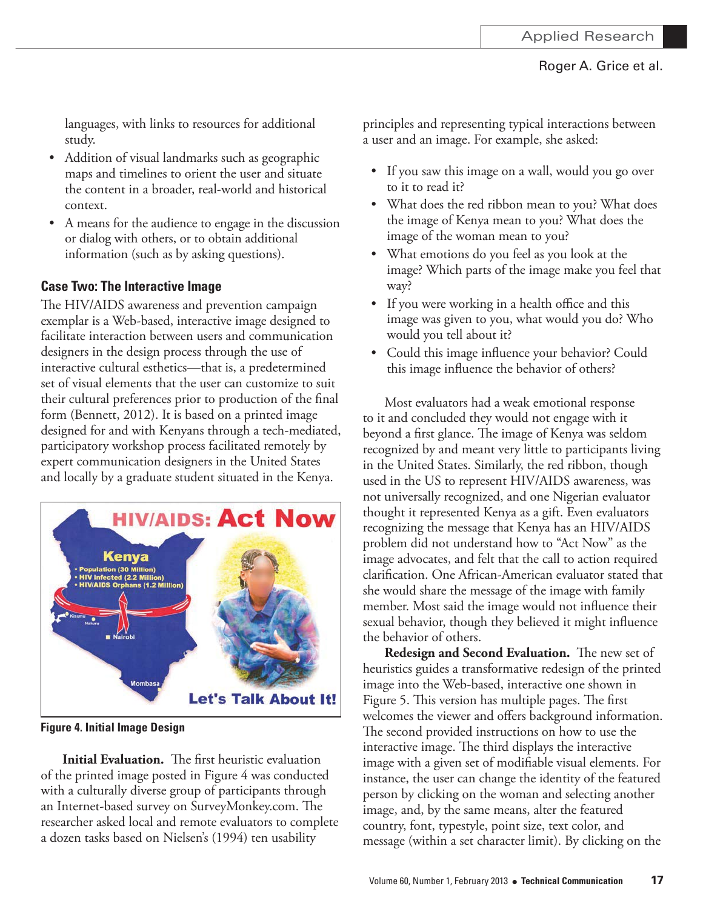languages, with links to resources for additional study.

- Addition of visual landmarks such as geographic maps and timelines to orient the user and situate the content in a broader, real-world and historical context.
- A means for the audience to engage in the discussion or dialog with others, or to obtain additional information (such as by asking questions).

### Case Two: The Interactive Image

The HIV/AIDS awareness and prevention campaign exemplar is a Web-based, interactive image designed to facilitate interaction between users and communication designers in the design process through the use of interactive cultural esthetics—that is, a predetermined set of visual elements that the user can customize to suit their cultural preferences prior to production of the final form (Bennett, 2012). It is based on a printed image designed for and with Kenyans through a tech-mediated, participatory workshop process facilitated remotely by expert communication designers in the United States and locally by a graduate student situated in the Kenya.

HIV/AIDS: Act Now

Kenya
- Population (30 Million)
- HIV infected (2.2 Million)
- HIV/AIDS Orphans (1.2 Million)

Kisumu, Nakuru, Nairobi, Mombasa

Let's Talk About It!

**Figure 4. Initial Image Design**

**Initial Evaluation.** The first heuristic evaluation of the printed image posted in Figure 4 was conducted with a culturally diverse group of participants through an Internet-based survey on SurveyMonkey.com. The researcher asked local and remote evaluators to complete a dozen tasks based on Nielsen's (1994) ten usability principles and representing typical interactions between a user and an image. For example, she asked:

- If you saw this image on a wall, would you go over to it to read it?
- What does the red ribbon mean to you? What does the image of Kenya mean to you? What does the image of the woman mean to you?
- What emotions do you feel as you look at the image? Which parts of the image make you feel that way?
- If you were working in a health office and this image was given to you, what would you do? Who would you tell about it?
- Could this image influence your behavior? Could this image influence the behavior of others?

Most evaluators had a weak emotional response to it and concluded they would not engage with it beyond a first glance. The image of Kenya was seldom recognized by and meant very little to participants living in the United States. Similarly, the red ribbon, though used in the US to represent HIV/AIDS awareness, was not universally recognized, and one Nigerian evaluator thought it represented Kenya as a gift. Even evaluators recognizing the message that Kenya has an HIV/AIDS problem did not understand how to "Act Now" as the image advocates, and felt that the call to action required clarification. One African-American evaluator stated that she would share the message of the image with family member. Most said the image would not influence their sexual behavior, though they believed it might influence the behavior of others.

**Redesign and Second Evaluation.** The new set of heuristics guides a transformative redesign of the printed image into the Web-based, interactive one shown in Figure 5. This version has multiple pages. The first welcomes the viewer and offers background information. The second provided instructions on how to use the interactive image. The third displays the interactive image with a given set of modifiable visual elements. For instance, the user can change the identity of the featured person by clicking on the woman and selecting another image, and, by the same means, alter the featured country, font, typestyle, point size, text color, and message (within a set character limit). By clicking on the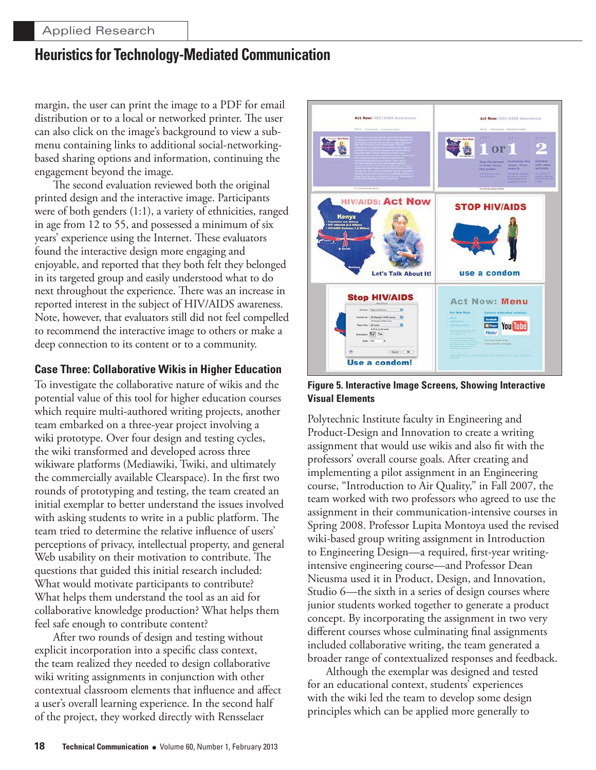margin, the user can print the image to a PDF for email distribution or to a local or networked printer. The user can also click on the image's background to view a sub-menu containing links to additional social-networking-based sharing options and information, continuing the engagement beyond the image.

The second evaluation reviewed both the original printed design and the interactive image. Participants were of both genders (1:1), a variety of ethnicities, ranged in age from 12 to 55, and possessed a minimum of six years' experience using the Internet. These evaluators found the interactive design more engaging and enjoyable, and reported that they both felt they belonged in its targeted group and easily understood what to do next throughout the experience. There was an increase in reported interest in the subject of HIV/AIDS awareness. Note, however, that evaluators still did not feel compelled to recommend the interactive image to others or make a deep connection to its content or to a community.

### Case Three: Collaborative Wikis in Higher Education

To investigate the collaborative nature of wikis and the potential value of this tool for higher education courses which require multi-authored writing projects, another team embarked on a three-year project involving a wiki prototype. Over four design and testing cycles, the wiki transformed and developed across three wikiware platforms (Mediawiki, Twiki, and ultimately the commercially available Clearspace). In the first two rounds of prototyping and testing, the team created an initial exemplar to better understand the issues involved with asking students to write in a public platform. The team tried to determine the relative influence of users' perceptions of privacy, intellectual property, and general Web usability on their motivation to contribute. The questions that guided this initial research included: What would motivate participants to contribute? What helps them understand the tool as an aid for collaborative knowledge production? What helps them feel safe enough to contribute content?

After two rounds of design and testing without explicit incorporation into a specific class context, the team realized they needed to design collaborative wiki writing assignments in conjunction with other contextual classroom elements that influence and affect a user's overall learning experience. In the second half of the project, they worked directly with Rensselaer Polytechnic Institute faculty in Engineering and Product-Design and Innovation to create a writing assignment that would use wikis and also fit with the professors' overall course goals. After creating and implementing a pilot assignment in an Engineering course, "Introduction to Air Quality," in Fall 2007, the team worked with two professors who agreed to use the assignment in their communication-intensive courses in Spring 2008. Professor Lupita Montoya used the revised wiki-based group writing assignment in Introduction to Engineering Design—a required, first-year writing-intensive engineering course—and Professor Dean Nieusma used it in Product, Design, and Innovation, Studio 6—the sixth in a series of design courses where junior students worked together to generate a product concept. By incorporating the assignment in two very different courses whose culminating final assignments included collaborative writing, the team generated a broader range of contextualized responses and feedback.

Although the exemplar was designed and tested for an educational context, students' experiences with the wiki led the team to develop some design principles which can be applied more generally to

**Figure 5. Interactive Image Screens, Showing Interactive Visual Elements**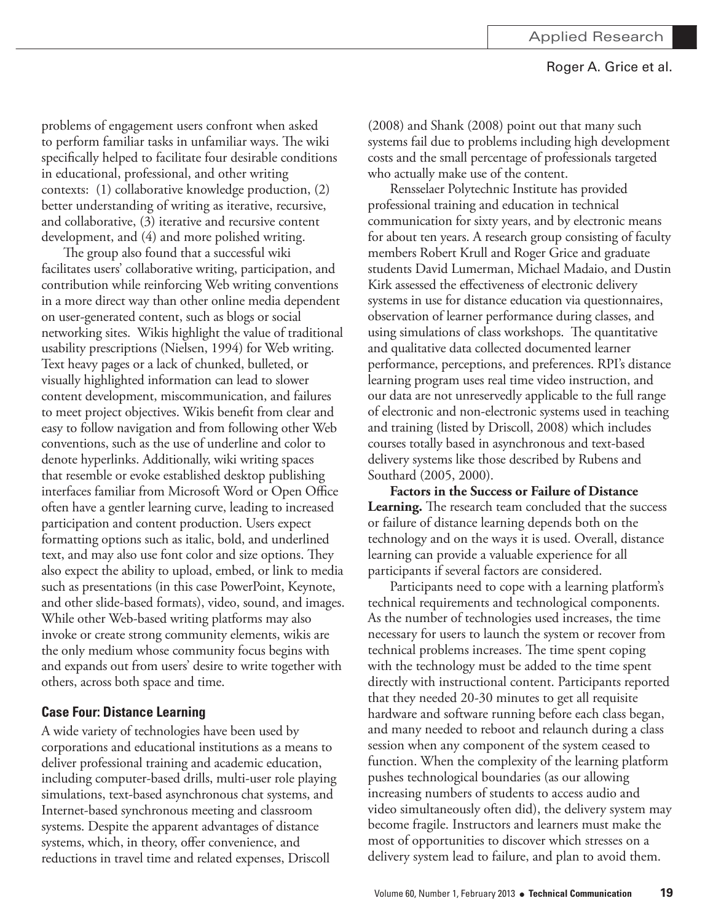problems of engagement users confront when asked to perform familiar tasks in unfamiliar ways. The wiki specifically helped to facilitate four desirable conditions in educational, professional, and other writing contexts: (1) collaborative knowledge production, (2) better understanding of writing as iterative, recursive, and collaborative, (3) iterative and recursive content development, and (4) and more polished writing.

The group also found that a successful wiki facilitates users' collaborative writing, participation, and contribution while reinforcing Web writing conventions in a more direct way than other online media dependent on user-generated content, such as blogs or social networking sites. Wikis highlight the value of traditional usability prescriptions (Nielsen, 1994) for Web writing. Text heavy pages or a lack of chunked, bulleted, or visually highlighted information can lead to slower content development, miscommunication, and failures to meet project objectives. Wikis benefit from clear and easy to follow navigation and from following other Web conventions, such as the use of underline and color to denote hyperlinks. Additionally, wiki writing spaces that resemble or evoke established desktop publishing interfaces familiar from Microsoft Word or Open Office often have a gentler learning curve, leading to increased participation and content production. Users expect formatting options such as italic, bold, and underlined text, and may also use font color and size options. They also expect the ability to upload, embed, or link to media such as presentations (in this case PowerPoint, Keynote, and other slide-based formats), video, sound, and images. While other Web-based writing platforms may also invoke or create strong community elements, wikis are the only medium whose community focus begins with and expands out from users' desire to write together with others, across both space and time.

### Case Four: Distance Learning

A wide variety of technologies have been used by corporations and educational institutions as a means to deliver professional training and academic education, including computer-based drills, multi-user role playing simulations, text-based asynchronous chat systems, and Internet-based synchronous meeting and classroom systems. Despite the apparent advantages of distance systems, which, in theory, offer convenience, and reductions in travel time and related expenses, Driscoll (2008) and Shank (2008) point out that many such systems fail due to problems including high development costs and the small percentage of professionals targeted who actually make use of the content.

Rensselaer Polytechnic Institute has provided professional training and education in technical communication for sixty years, and by electronic means for about ten years. A research group consisting of faculty members Robert Krull and Roger Grice and graduate students David Lumerman, Michael Madaio, and Dustin Kirk assessed the effectiveness of electronic delivery systems in use for distance education via questionnaires, observation of learner performance during classes, and using simulations of class workshops. The quantitative and qualitative data collected documented learner performance, perceptions, and preferences. RPI's distance learning program uses real time video instruction, and our data are not unreservedly applicable to the full range of electronic and non-electronic systems used in teaching and training (listed by Driscoll, 2008) which includes courses totally based in asynchronous and text-based delivery systems like those described by Rubens and Southard (2005, 2000).

**Factors in the Success or Failure of Distance Learning.** The research team concluded that the success or failure of distance learning depends both on the technology and on the ways it is used. Overall, distance learning can provide a valuable experience for all participants if several factors are considered.

Participants need to cope with a learning platform's technical requirements and technological components. As the number of technologies used increases, the time necessary for users to launch the system or recover from technical problems increases. The time spent coping with the technology must be added to the time spent directly with instructional content. Participants reported that they needed 20-30 minutes to get all requisite hardware and software running before each class began, and many needed to reboot and relaunch during a class session when any component of the system ceased to function. When the complexity of the learning platform pushes technological boundaries (as our allowing increasing numbers of students to access audio and video simultaneously often did), the delivery system may become fragile. Instructors and learners must make the most of opportunities to discover which stresses on a delivery system lead to failure, and plan to avoid them.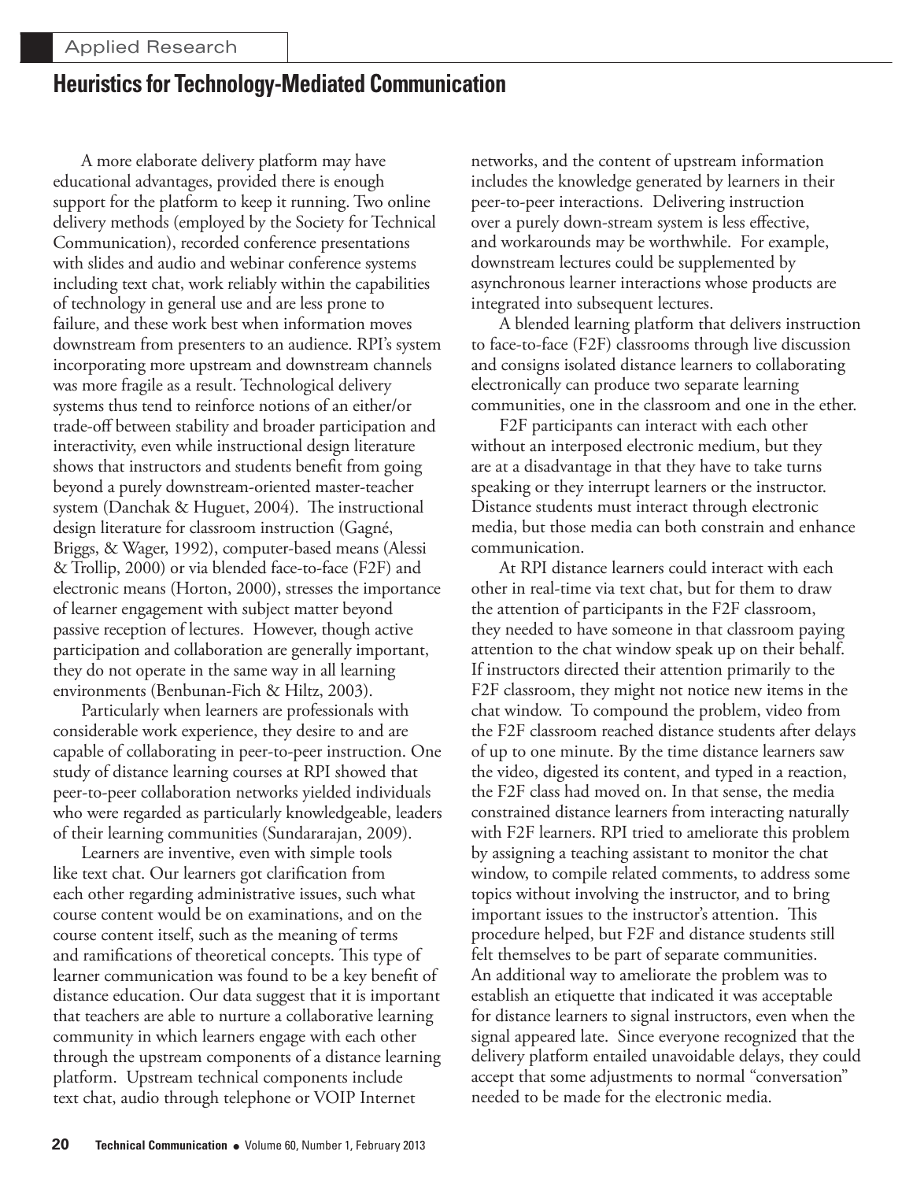A more elaborate delivery platform may have educational advantages, provided there is enough support for the platform to keep it running. Two online delivery methods (employed by the Society for Technical Communication), recorded conference presentations with slides and audio and webinar conference systems including text chat, work reliably within the capabilities of technology in general use and are less prone to failure, and these work best when information moves downstream from presenters to an audience. RPI's system incorporating more upstream and downstream channels was more fragile as a result. Technological delivery systems thus tend to reinforce notions of an either/or trade-off between stability and broader participation and interactivity, even while instructional design literature shows that instructors and students benefit from going beyond a purely downstream-oriented master-teacher system (Danchak & Huguet, 2004). The instructional design literature for classroom instruction (Gagné, Briggs, & Wager, 1992), computer-based means (Alessi & Trollip, 2000) or via blended face-to-face (F2F) and electronic means (Horton, 2000), stresses the importance of learner engagement with subject matter beyond passive reception of lectures. However, though active participation and collaboration are generally important, they do not operate in the same way in all learning environments (Benbunan-Fich & Hiltz, 2003).

Particularly when learners are professionals with considerable work experience, they desire to and are capable of collaborating in peer-to-peer instruction. One study of distance learning courses at RPI showed that peer-to-peer collaboration networks yielded individuals who were regarded as particularly knowledgeable, leaders of their learning communities (Sundararajan, 2009).

Learners are inventive, even with simple tools like text chat. Our learners got clarification from each other regarding administrative issues, such what course content would be on examinations, and on the course content itself, such as the meaning of terms and ramifications of theoretical concepts. This type of learner communication was found to be a key benefit of distance education. Our data suggest that it is important that teachers are able to nurture a collaborative learning community in which learners engage with each other through the upstream components of a distance learning platform. Upstream technical components include text chat, audio through telephone or VOIP Internet networks, and the content of upstream information includes the knowledge generated by learners in their peer-to-peer interactions. Delivering instruction over a purely down-stream system is less effective, and workarounds may be worthwhile. For example, downstream lectures could be supplemented by asynchronous learner interactions whose products are integrated into subsequent lectures.

A blended learning platform that delivers instruction to face-to-face (F2F) classrooms through live discussion and consigns isolated distance learners to collaborating electronically can produce two separate learning communities, one in the classroom and one in the ether.

F2F participants can interact with each other without an interposed electronic medium, but they are at a disadvantage in that they have to take turns speaking or they interrupt learners or the instructor. Distance students must interact through electronic media, but those media can both constrain and enhance communication.

At RPI distance learners could interact with each other in real-time via text chat, but for them to draw the attention of participants in the F2F classroom, they needed to have someone in that classroom paying attention to the chat window speak up on their behalf. If instructors directed their attention primarily to the F2F classroom, they might not notice new items in the chat window. To compound the problem, video from the F2F classroom reached distance students after delays of up to one minute. By the time distance learners saw the video, digested its content, and typed in a reaction, the F2F class had moved on. In that sense, the media constrained distance learners from interacting naturally with F2F learners. RPI tried to ameliorate this problem by assigning a teaching assistant to monitor the chat window, to compile related comments, to address some topics without involving the instructor, and to bring important issues to the instructor's attention. This procedure helped, but F2F and distance students still felt themselves to be part of separate communities. An additional way to ameliorate the problem was to establish an etiquette that indicated it was acceptable for distance learners to signal instructors, even when the signal appeared late. Since everyone recognized that the delivery platform entailed unavoidable delays, they could accept that some adjustments to normal "conversation" needed to be made for the electronic media.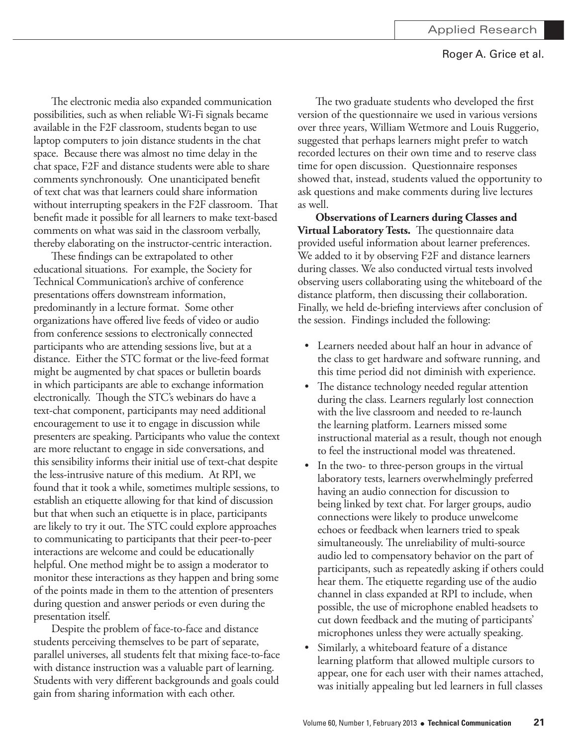The electronic media also expanded communication possibilities, such as when reliable Wi-Fi signals became available in the F2F classroom, students began to use laptop computers to join distance students in the chat space. Because there was almost no time delay in the chat space, F2F and distance students were able to share comments synchronously. One unanticipated benefit of text chat was that learners could share information without interrupting speakers in the F2F classroom. That benefit made it possible for all learners to make text-based comments on what was said in the classroom verbally, thereby elaborating on the instructor-centric interaction.

These findings can be extrapolated to other educational situations. For example, the Society for Technical Communication's archive of conference presentations offers downstream information, predominantly in a lecture format. Some other organizations have offered live feeds of video or audio from conference sessions to electronically connected participants who are attending sessions live, but at a distance. Either the STC format or the live-feed format might be augmented by chat spaces or bulletin boards in which participants are able to exchange information electronically. Though the STC's webinars do have a text-chat component, participants may need additional encouragement to use it to engage in discussion while presenters are speaking. Participants who value the context are more reluctant to engage in side conversations, and this sensibility informs their initial use of text-chat despite the less-intrusive nature of this medium. At RPI, we found that it took a while, sometimes multiple sessions, to establish an etiquette allowing for that kind of discussion but that when such an etiquette is in place, participants are likely to try it out. The STC could explore approaches to communicating to participants that their peer-to-peer interactions are welcome and could be educationally helpful. One method might be to assign a moderator to monitor these interactions as they happen and bring some of the points made in them to the attention of presenters during question and answer periods or even during the presentation itself.

Despite the problem of face-to-face and distance students perceiving themselves to be part of separate, parallel universes, all students felt that mixing face-to-face with distance instruction was a valuable part of learning. Students with very different backgrounds and goals could gain from sharing information with each other.

The two graduate students who developed the first version of the questionnaire we used in various versions over three years, William Wetmore and Louis Ruggerio, suggested that perhaps learners might prefer to watch recorded lectures on their own time and to reserve class time for open discussion. Questionnaire responses showed that, instead, students valued the opportunity to ask questions and make comments during live lectures as well.

**Observations of Learners during Classes and Virtual Laboratory Tests.** The questionnaire data provided useful information about learner preferences. We added to it by observing F2F and distance learners during classes. We also conducted virtual tests involved observing users collaborating using the whiteboard of the distance platform, then discussing their collaboration. Finally, we held de-briefing interviews after conclusion of the session. Findings included the following:

- Learners needed about half an hour in advance of the class to get hardware and software running, and this time period did not diminish with experience.
- The distance technology needed regular attention during the class. Learners regularly lost connection with the live classroom and needed to re-launch the learning platform. Learners missed some instructional material as a result, though not enough to feel the instructional model was threatened.
- In the two- to three-person groups in the virtual laboratory tests, learners overwhelmingly preferred having an audio connection for discussion to being linked by text chat. For larger groups, audio connections were likely to produce unwelcome echoes or feedback when learners tried to speak simultaneously. The unreliability of multi-source audio led to compensatory behavior on the part of participants, such as repeatedly asking if others could hear them. The etiquette regarding use of the audio channel in class expanded at RPI to include, when possible, the use of microphone enabled headsets to cut down feedback and the muting of participants' microphones unless they were actually speaking.
- Similarly, a whiteboard feature of a distance learning platform that allowed multiple cursors to appear, one for each user with their names attached, was initially appealing but led learners in full classes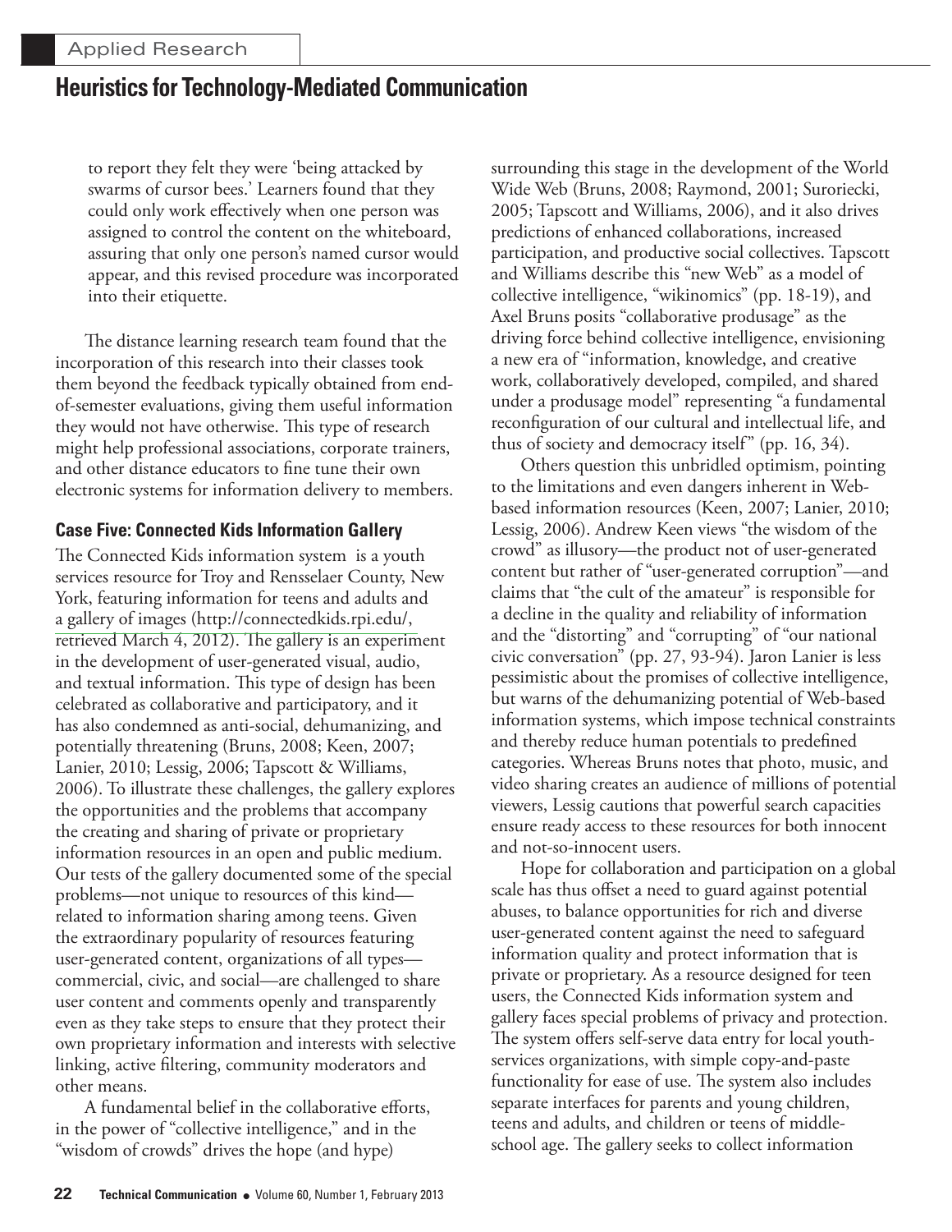to report they felt they were 'being attacked by swarms of cursor bees.' Learners found that they could only work effectively when one person was assigned to control the content on the whiteboard, assuring that only one person's named cursor would appear, and this revised procedure was incorporated into their etiquette.

The distance learning research team found that the incorporation of this research into their classes took them beyond the feedback typically obtained from end-of-semester evaluations, giving them useful information they would not have otherwise. This type of research might help professional associations, corporate trainers, and other distance educators to fine tune their own electronic systems for information delivery to members.

### Case Five: Connected Kids Information Gallery

The Connected Kids information system is a youth services resource for Troy and Rensselaer County, New York, featuring information for teens and adults and a gallery of images (http://connectedkids.rpi.edu/, retrieved March 4, 2012). The gallery is an experiment in the development of user-generated visual, audio, and textual information. This type of design has been celebrated as collaborative and participatory, and it has also condemned as anti-social, dehumanizing, and potentially threatening (Bruns, 2008; Keen, 2007; Lanier, 2010; Lessig, 2006; Tapscott & Williams, 2006). To illustrate these challenges, the gallery explores the opportunities and the problems that accompany the creating and sharing of private or proprietary information resources in an open and public medium. Our tests of the gallery documented some of the special problems—not unique to resources of this kind—related to information sharing among teens. Given the extraordinary popularity of resources featuring user-generated content, organizations of all types—commercial, civic, and social—are challenged to share user content and comments openly and transparently even as they take steps to ensure that they protect their own proprietary information and interests with selective linking, active filtering, community moderators and other means.

A fundamental belief in the collaborative efforts, in the power of "collective intelligence," and in the "wisdom of crowds" drives the hope (and hype) surrounding this stage in the development of the World Wide Web (Bruns, 2008; Raymond, 2001; Suroriecki, 2005; Tapscott and Williams, 2006), and it also drives predictions of enhanced collaborations, increased participation, and productive social collectives. Tapscott and Williams describe this "new Web" as a model of collective intelligence, "wikinomics" (pp. 18-19), and Axel Bruns posits "collaborative produsage" as the driving force behind collective intelligence, envisioning a new era of "information, knowledge, and creative work, collaboratively developed, compiled, and shared under a produsage model" representing "a fundamental reconfiguration of our cultural and intellectual life, and thus of society and democracy itself" (pp. 16, 34).

Others question this unbridled optimism, pointing to the limitations and even dangers inherent in Web-based information resources (Keen, 2007; Lanier, 2010; Lessig, 2006). Andrew Keen views "the wisdom of the crowd" as illusory—the product not of user-generated content but rather of "user-generated corruption"—and claims that "the cult of the amateur" is responsible for a decline in the quality and reliability of information and the "distorting" and "corrupting" of "our national civic conversation" (pp. 27, 93-94). Jaron Lanier is less pessimistic about the promises of collective intelligence, but warns of the dehumanizing potential of Web-based information systems, which impose technical constraints and thereby reduce human potentials to predefined categories. Whereas Bruns notes that photo, music, and video sharing creates an audience of millions of potential viewers, Lessig cautions that powerful search capacities ensure ready access to these resources for both innocent and not-so-innocent users.

Hope for collaboration and participation on a global scale has thus offset a need to guard against potential abuses, to balance opportunities for rich and diverse user-generated content against the need to safeguard information quality and protect information that is private or proprietary. As a resource designed for teen users, the Connected Kids information system and gallery faces special problems of privacy and protection. The system offers self-serve data entry for local youth-services organizations, with simple copy-and-paste functionality for ease of use. The system also includes separate interfaces for parents and young children, teens and adults, and children or teens of middle-school age. The gallery seeks to collect information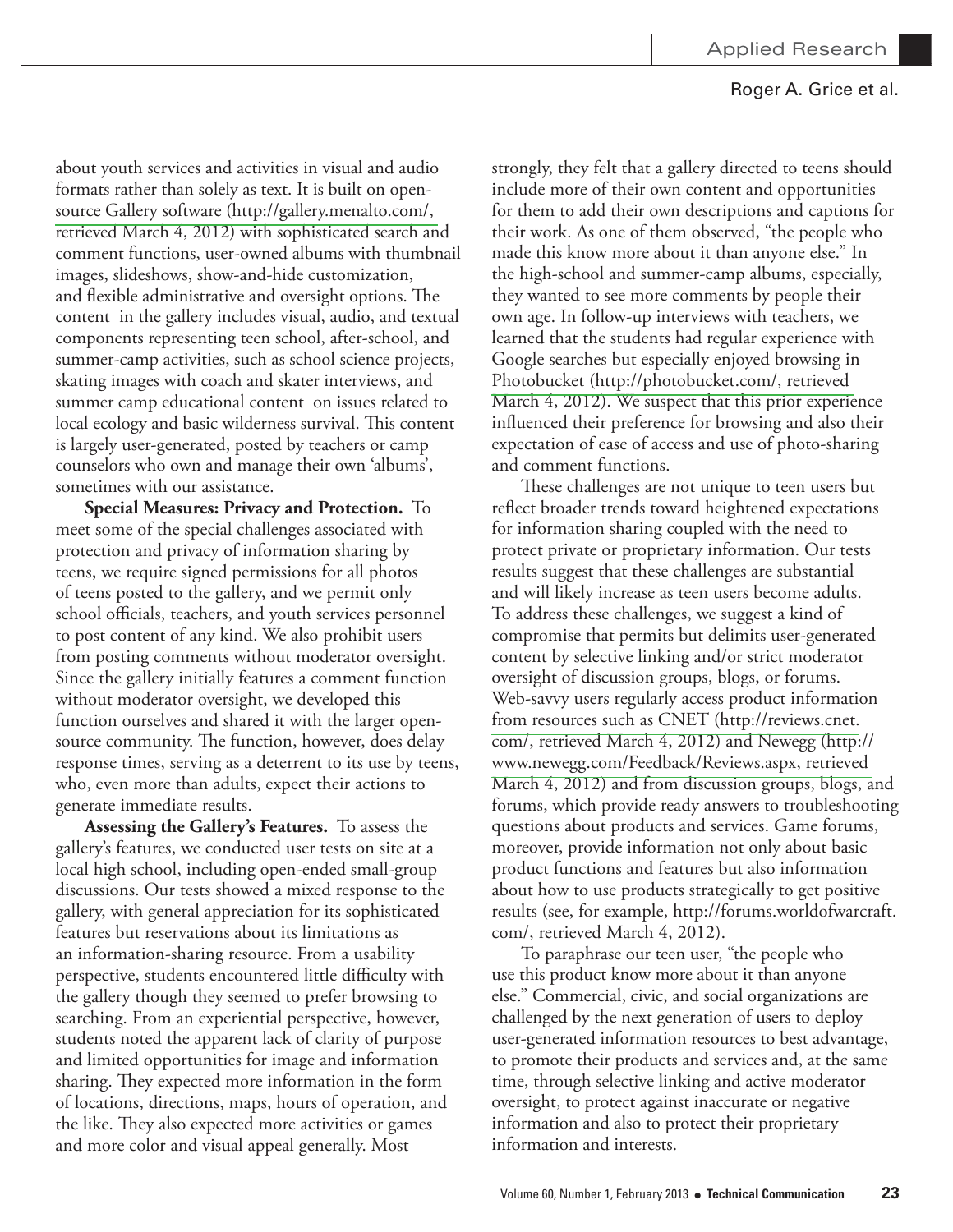about youth services and activities in visual and audio formats rather than solely as text. It is built on open-source Gallery software (http://gallery.menalto.com/, retrieved March 4, 2012) with sophisticated search and comment functions, user-owned albums with thumbnail images, slideshows, show-and-hide customization, and flexible administrative and oversight options. The content in the gallery includes visual, audio, and textual components representing teen school, after-school, and summer-camp activities, such as school science projects, skating images with coach and skater interviews, and summer camp educational content on issues related to local ecology and basic wilderness survival. This content is largely user-generated, posted by teachers or camp counselors who own and manage their own 'albums', sometimes with our assistance.

**Special Measures: Privacy and Protection.** To meet some of the special challenges associated with protection and privacy of information sharing by teens, we require signed permissions for all photos of teens posted to the gallery, and we permit only school officials, teachers, and youth services personnel to post content of any kind. We also prohibit users from posting comments without moderator oversight. Since the gallery initially features a comment function without moderator oversight, we developed this function ourselves and shared it with the larger open-source community. The function, however, does delay response times, serving as a deterrent to its use by teens, who, even more than adults, expect their actions to generate immediate results.

**Assessing the Gallery's Features.** To assess the gallery's features, we conducted user tests on site at a local high school, including open-ended small-group discussions. Our tests showed a mixed response to the gallery, with general appreciation for its sophisticated features but reservations about its limitations as an information-sharing resource. From a usability perspective, students encountered little difficulty with the gallery though they seemed to prefer browsing to searching. From an experiential perspective, however, students noted the apparent lack of clarity of purpose and limited opportunities for image and information sharing. They expected more information in the form of locations, directions, maps, hours of operation, and the like. They also expected more activities or games and more color and visual appeal generally. Most strongly, they felt that a gallery directed to teens should include more of their own content and opportunities for them to add their own descriptions and captions for their work. As one of them observed, "the people who made this know more about it than anyone else." In the high-school and summer-camp albums, especially, they wanted to see more comments by people their own age. In follow-up interviews with teachers, we learned that the students had regular experience with Google searches but especially enjoyed browsing in Photobucket (http://photobucket.com/, retrieved March 4, 2012). We suspect that this prior experience influenced their preference for browsing and also their expectation of ease of access and use of photo-sharing and comment functions.

These challenges are not unique to teen users but reflect broader trends toward heightened expectations for information sharing coupled with the need to protect private or proprietary information. Our tests results suggest that these challenges are substantial and will likely increase as teen users become adults. To address these challenges, we suggest a kind of compromise that permits but delimits user-generated content by selective linking and/or strict moderator oversight of discussion groups, blogs, or forums. Web-savvy users regularly access product information from resources such as CNET (http://reviews.cnet.com/, retrieved March 4, 2012) and Newegg (http://www.newegg.com/Feedback/Reviews.aspx, retrieved March 4, 2012) and from discussion groups, blogs, and forums, which provide ready answers to troubleshooting questions about products and services. Game forums, moreover, provide information not only about basic product functions and features but also information about how to use products strategically to get positive results (see, for example, http://forums.worldofwarcraft.com/, retrieved March 4, 2012).

To paraphrase our teen user, "the people who use this product know more about it than anyone else." Commercial, civic, and social organizations are challenged by the next generation of users to deploy user-generated information resources to best advantage, to promote their products and services and, at the same time, through selective linking and active moderator oversight, to protect against inaccurate or negative information and also to protect their proprietary information and interests.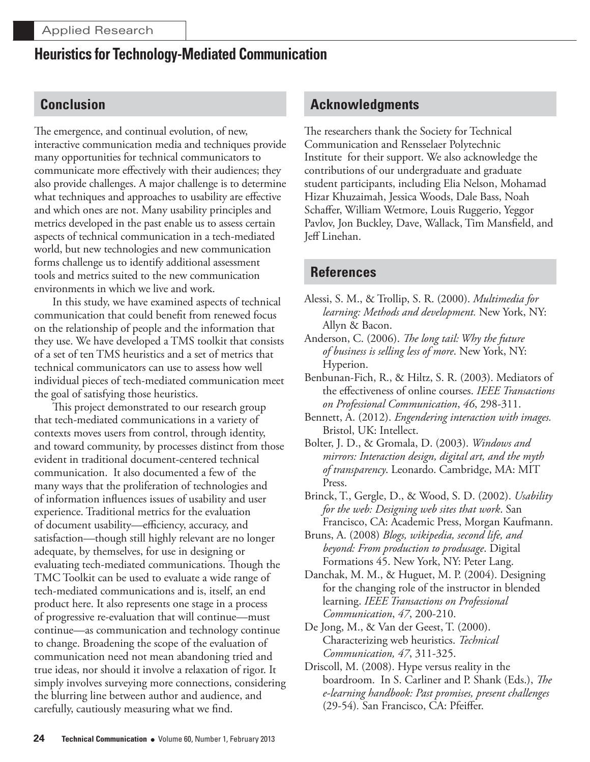## Conclusion

The emergence, and continual evolution, of new, interactive communication media and techniques provide many opportunities for technical communicators to communicate more effectively with their audiences; they also provide challenges. A major challenge is to determine what techniques and approaches to usability are effective and which ones are not. Many usability principles and metrics developed in the past enable us to assess certain aspects of technical communication in a tech-mediated world, but new technologies and new communication forms challenge us to identify additional assessment tools and metrics suited to the new communication environments in which we live and work.

In this study, we have examined aspects of technical communication that could benefit from renewed focus on the relationship of people and the information that they use. We have developed a TMS toolkit that consists of a set of ten TMS heuristics and a set of metrics that technical communicators can use to assess how well individual pieces of tech-mediated communication meet the goal of satisfying those heuristics.

This project demonstrated to our research group that tech-mediated communications in a variety of contexts moves users from control, through identity, and toward community, by processes distinct from those evident in traditional document-centered technical communication. It also documented a few of the many ways that the proliferation of technologies and of information influences issues of usability and user experience. Traditional metrics for the evaluation of document usability—efficiency, accuracy, and satisfaction—though still highly relevant are no longer adequate, by themselves, for use in designing or evaluating tech-mediated communications. Though the TMC Toolkit can be used to evaluate a wide range of tech-mediated communications and is, itself, an end product here. It also represents one stage in a process of progressive re-evaluation that will continue—must continue—as communication and technology continue to change. Broadening the scope of the evaluation of communication need not mean abandoning tried and true ideas, nor should it involve a relaxation of rigor. It simply involves surveying more connections, considering the blurring line between author and audience, and carefully, cautiously measuring what we find.

## Acknowledgments

The researchers thank the Society for Technical Communication and Rensselaer Polytechnic Institute for their support. We also acknowledge the contributions of our undergraduate and graduate student participants, including Elia Nelson, Mohamad Hizar Khuzaimah, Jessica Woods, Dale Bass, Noah Schaffer, William Wetmore, Louis Ruggerio, Yeggor Pavlov, Jon Buckley, Dave, Wallack, Tim Mansfield, and Jeff Linehan.

## References

Alessi, S. M., & Trollip, S. R. (2000). *Multimedia for learning: Methods and development.* New York, NY: Allyn & Bacon.

Anderson, C. (2006). *The long tail: Why the future of business is selling less of more*. New York, NY: Hyperion.

Benbunan-Fich, R., & Hiltz, S. R. (2003). Mediators of the effectiveness of online courses. *IEEE Transactions on Professional Communication*, *46*, 298-311.

Bennett, A. (2012). *Engendering interaction with images.* Bristol, UK: Intellect.

Bolter, J. D., & Gromala, D. (2003). *Windows and mirrors: Interaction design, digital art, and the myth of transparency*. Leonardo. Cambridge, MA: MIT Press.

Brinck, T., Gergle, D., & Wood, S. D. (2002). *Usability for the web: Designing web sites that work*. San Francisco, CA: Academic Press, Morgan Kaufmann.

Bruns, A. (2008) *Blogs, wikipedia, second life, and beyond: From production to produsage*. Digital Formations 45. New York, NY: Peter Lang.

Danchak, M. M., & Huguet, M. P. (2004). Designing for the changing role of the instructor in blended learning. *IEEE Transactions on Professional Communication*, *47*, 200-210.

De Jong, M., & Van der Geest, T. (2000). Characterizing web heuristics. *Technical Communication, 47*, 311-325.

Driscoll, M. (2008). Hype versus reality in the boardroom. In S. Carliner and P. Shank (Eds.), *The e-learning handbook: Past promises, present challenges* (29-54). San Francisco, CA: Pfeiffer.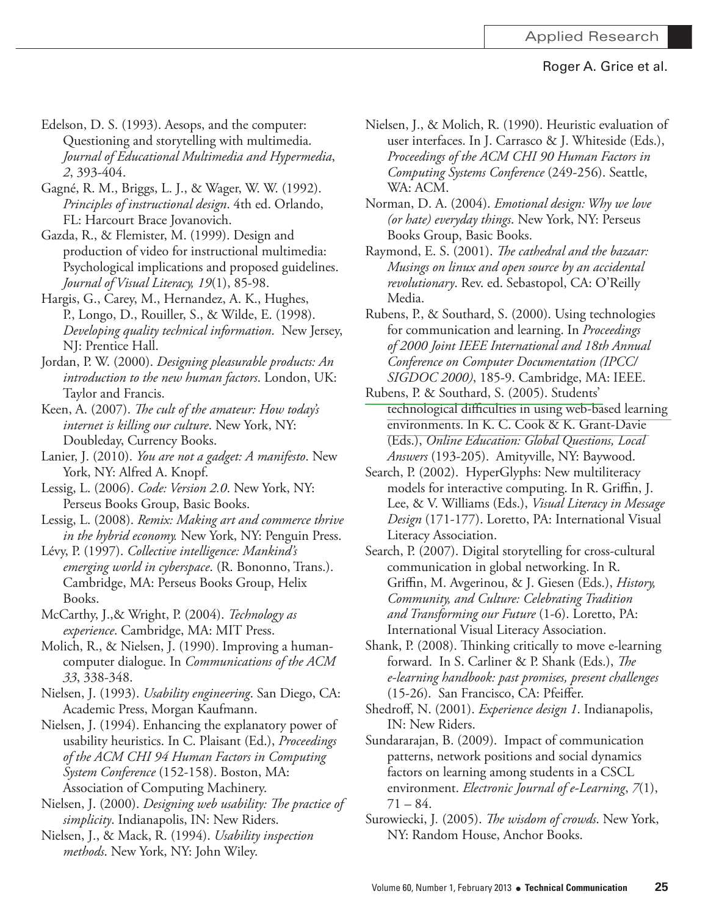Edelson, D. S. (1993). Aesops, and the computer: Questioning and storytelling with multimedia. *Journal of Educational Multimedia and Hypermedia*, *2*, 393-404.

Gagné, R. M., Briggs, L. J., & Wager, W. W. (1992). *Principles of instructional design*. 4th ed. Orlando, FL: Harcourt Brace Jovanovich.

Gazda, R., & Flemister, M. (1999). Design and production of video for instructional multimedia: Psychological implications and proposed guidelines. *Journal of Visual Literacy, 19*(1), 85-98.

Hargis, G., Carey, M., Hernandez, A. K., Hughes, P., Longo, D., Rouiller, S., & Wilde, E. (1998). *Developing quality technical information*. New Jersey, NJ: Prentice Hall.

Jordan, P. W. (2000). *Designing pleasurable products: An introduction to the new human factors*. London, UK: Taylor and Francis.

Keen, A. (2007). *The cult of the amateur: How today's internet is killing our culture*. New York, NY: Doubleday, Currency Books.

Lanier, J. (2010). *You are not a gadget: A manifesto*. New York, NY: Alfred A. Knopf.

Lessig, L. (2006). *Code: Version 2.0*. New York, NY: Perseus Books Group, Basic Books.

Lessig, L. (2008). *Remix: Making art and commerce thrive in the hybrid economy.* New York, NY: Penguin Press.

Lévy, P. (1997). *Collective intelligence: Mankind's emerging world in cyberspace*. (R. Bononno, Trans.). Cambridge, MA: Perseus Books Group, Helix Books.

McCarthy, J.,& Wright, P. (2004). *Technology as experience*. Cambridge, MA: MIT Press.

Molich, R., & Nielsen, J. (1990). Improving a human-computer dialogue. In *Communications of the ACM 33*, 338-348.

Nielsen, J. (1993). *Usability engineering*. San Diego, CA: Academic Press, Morgan Kaufmann.

Nielsen, J. (1994). Enhancing the explanatory power of usability heuristics. In C. Plaisant (Ed.), *Proceedings of the ACM CHI 94 Human Factors in Computing System Conference* (152-158). Boston, MA: Association of Computing Machinery.

Nielsen, J. (2000). *Designing web usability: The practice of simplicity*. Indianapolis, IN: New Riders.

Nielsen, J., & Mack, R. (1994). *Usability inspection methods*. New York, NY: John Wiley.

Nielsen, J., & Molich, R. (1990). Heuristic evaluation of user interfaces. In J. Carrasco & J. Whiteside (Eds.), *Proceedings of the ACM CHI 90 Human Factors in Computing Systems Conference* (249-256). Seattle, WA: ACM.

Norman, D. A. (2004). *Emotional design: Why we love (or hate) everyday things*. New York, NY: Perseus Books Group, Basic Books.

Raymond, E. S. (2001). *The cathedral and the bazaar: Musings on linux and open source by an accidental revolutionary*. Rev. ed. Sebastopol, CA: O'Reilly Media.

Rubens, P., & Southard, S. (2000). Using technologies for communication and learning. In *Proceedings of 2000 Joint IEEE International and 18th Annual Conference on Computer Documentation (IPCC/SIGDOC 2000)*, 185-9. Cambridge, MA: IEEE.

Rubens, P. & Southard, S. (2005). Students' technological difficulties in using web-based learning environments. In K. C. Cook & K. Grant-Davie (Eds.), *Online Education: Global Questions, Local Answers* (193-205). Amityville, NY: Baywood.

Search, P. (2002). HyperGlyphs: New multiliteracy models for interactive computing. In R. Griffin, J. Lee, & V. Williams (Eds.), *Visual Literacy in Message Design* (171-177). Loretto, PA: International Visual Literacy Association.

Search, P. (2007). Digital storytelling for cross-cultural communication in global networking. In R. Griffin, M. Avgerinou, & J. Giesen (Eds.), *History, Community, and Culture: Celebrating Tradition and Transforming our Future* (1-6). Loretto, PA: International Visual Literacy Association.

Shank, P. (2008). Thinking critically to move e-learning forward. In S. Carliner & P. Shank (Eds.), *The e-learning handbook: past promises, present challenges* (15-26). San Francisco, CA: Pfeiffer.

Shedroff, N. (2001). *Experience design 1*. Indianapolis, IN: New Riders.

Sundararajan, B. (2009). Impact of communication patterns, network positions and social dynamics factors on learning among students in a CSCL environment. *Electronic Journal of e-Learning*, *7*(1), 71 – 84.

Surowiecki, J. (2005). *The wisdom of crowds*. New York, NY: Random House, Anchor Books.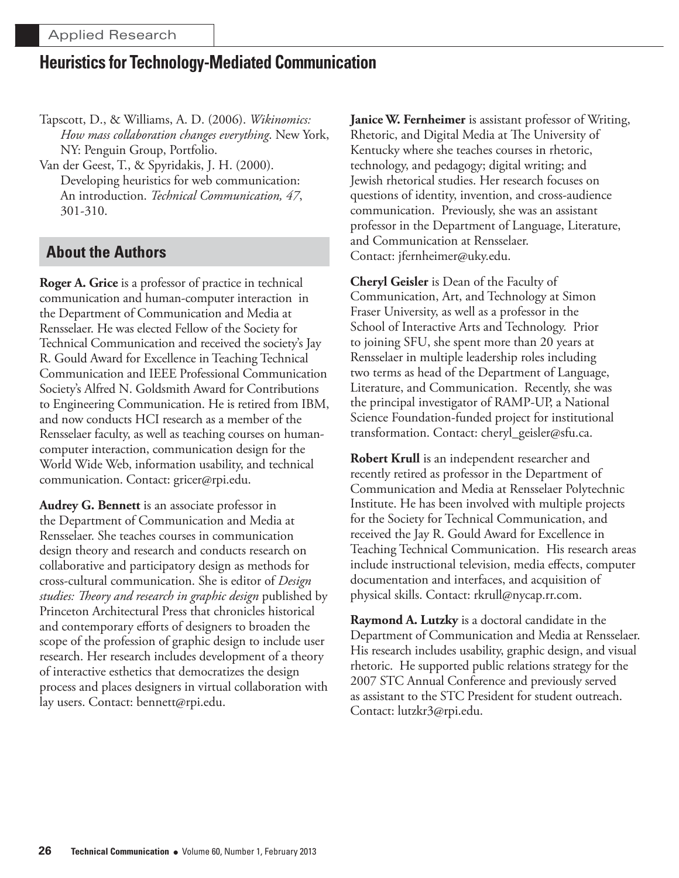Tapscott, D., & Williams, A. D. (2006). *Wikinomics: How mass collaboration changes everything*. New York, NY: Penguin Group, Portfolio.

Van der Geest, T., & Spyridakis, J. H. (2000). Developing heuristics for web communication: An introduction. *Technical Communication, 47*, 301-310.

## About the Authors

**Roger A. Grice** is a professor of practice in technical communication and human-computer interaction in the Department of Communication and Media at Rensselaer. He was elected Fellow of the Society for Technical Communication and received the society's Jay R. Gould Award for Excellence in Teaching Technical Communication and IEEE Professional Communication Society's Alfred N. Goldsmith Award for Contributions to Engineering Communication. He is retired from IBM, and now conducts HCI research as a member of the Rensselaer faculty, as well as teaching courses on human-computer interaction, communication design for the World Wide Web, information usability, and technical communication. Contact: gricer@rpi.edu.

**Audrey G. Bennett** is an associate professor in the Department of Communication and Media at Rensselaer. She teaches courses in communication design theory and research and conducts research on collaborative and participatory design as methods for cross-cultural communication. She is editor of *Design studies: Theory and research in graphic design* published by Princeton Architectural Press that chronicles historical and contemporary efforts of designers to broaden the scope of the profession of graphic design to include user research. Her research includes development of a theory of interactive esthetics that democratizes the design process and places designers in virtual collaboration with lay users. Contact: bennett@rpi.edu.

**Janice W. Fernheimer** is assistant professor of Writing, Rhetoric, and Digital Media at The University of Kentucky where she teaches courses in rhetoric, technology, and pedagogy; digital writing; and Jewish rhetorical studies. Her research focuses on questions of identity, invention, and cross-audience communication. Previously, she was an assistant professor in the Department of Language, Literature, and Communication at Rensselaer. Contact: jfernheimer@uky.edu.

**Cheryl Geisler** is Dean of the Faculty of Communication, Art, and Technology at Simon Fraser University, as well as a professor in the School of Interactive Arts and Technology. Prior to joining SFU, she spent more than 20 years at Rensselaer in multiple leadership roles including two terms as head of the Department of Language, Literature, and Communication. Recently, she was the principal investigator of RAMP-UP, a National Science Foundation-funded project for institutional transformation. Contact: cheryl_geisler@sfu.ca.

**Robert Krull** is an independent researcher and recently retired as professor in the Department of Communication and Media at Rensselaer Polytechnic Institute. He has been involved with multiple projects for the Society for Technical Communication, and received the Jay R. Gould Award for Excellence in Teaching Technical Communication. His research areas include instructional television, media effects, computer documentation and interfaces, and acquisition of physical skills. Contact: rkrull@nycap.rr.com.

**Raymond A. Lutzky** is a doctoral candidate in the Department of Communication and Media at Rensselaer. His research includes usability, graphic design, and visual rhetoric. He supported public relations strategy for the 2007 STC Annual Conference and previously served as assistant to the STC President for student outreach. Contact: lutzkr3@rpi.edu.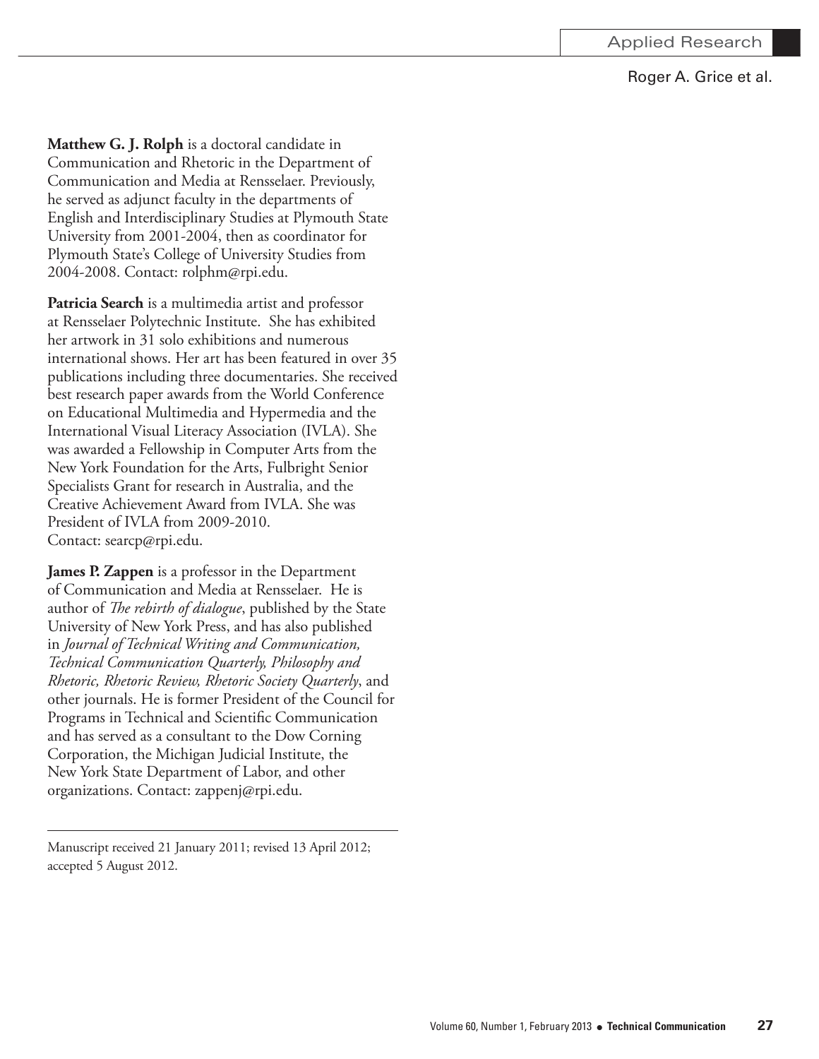**Matthew G. J. Rolph** is a doctoral candidate in Communication and Rhetoric in the Department of Communication and Media at Rensselaer. Previously, he served as adjunct faculty in the departments of English and Interdisciplinary Studies at Plymouth State University from 2001-2004, then as coordinator for Plymouth State's College of University Studies from 2004-2008. Contact: rolphm@rpi.edu.

**Patricia Search** is a multimedia artist and professor at Rensselaer Polytechnic Institute. She has exhibited her artwork in 31 solo exhibitions and numerous international shows. Her art has been featured in over 35 publications including three documentaries. She received best research paper awards from the World Conference on Educational Multimedia and Hypermedia and the International Visual Literacy Association (IVLA). She was awarded a Fellowship in Computer Arts from the New York Foundation for the Arts, Fulbright Senior Specialists Grant for research in Australia, and the Creative Achievement Award from IVLA. She was President of IVLA from 2009-2010. Contact: searcp@rpi.edu.

**James P. Zappen** is a professor in the Department of Communication and Media at Rensselaer. He is author of *The rebirth of dialogue*, published by the State University of New York Press, and has also published in *Journal of Technical Writing and Communication, Technical Communication Quarterly, Philosophy and Rhetoric, Rhetoric Review, Rhetoric Society Quarterly*, and other journals. He is former President of the Council for Programs in Technical and Scientific Communication and has served as a consultant to the Dow Corning Corporation, the Michigan Judicial Institute, the New York State Department of Labor, and other organizations. Contact: zappenj@rpi.edu.

---

Manuscript received 21 January 2011; revised 13 April 2012; accepted 5 August 2012.